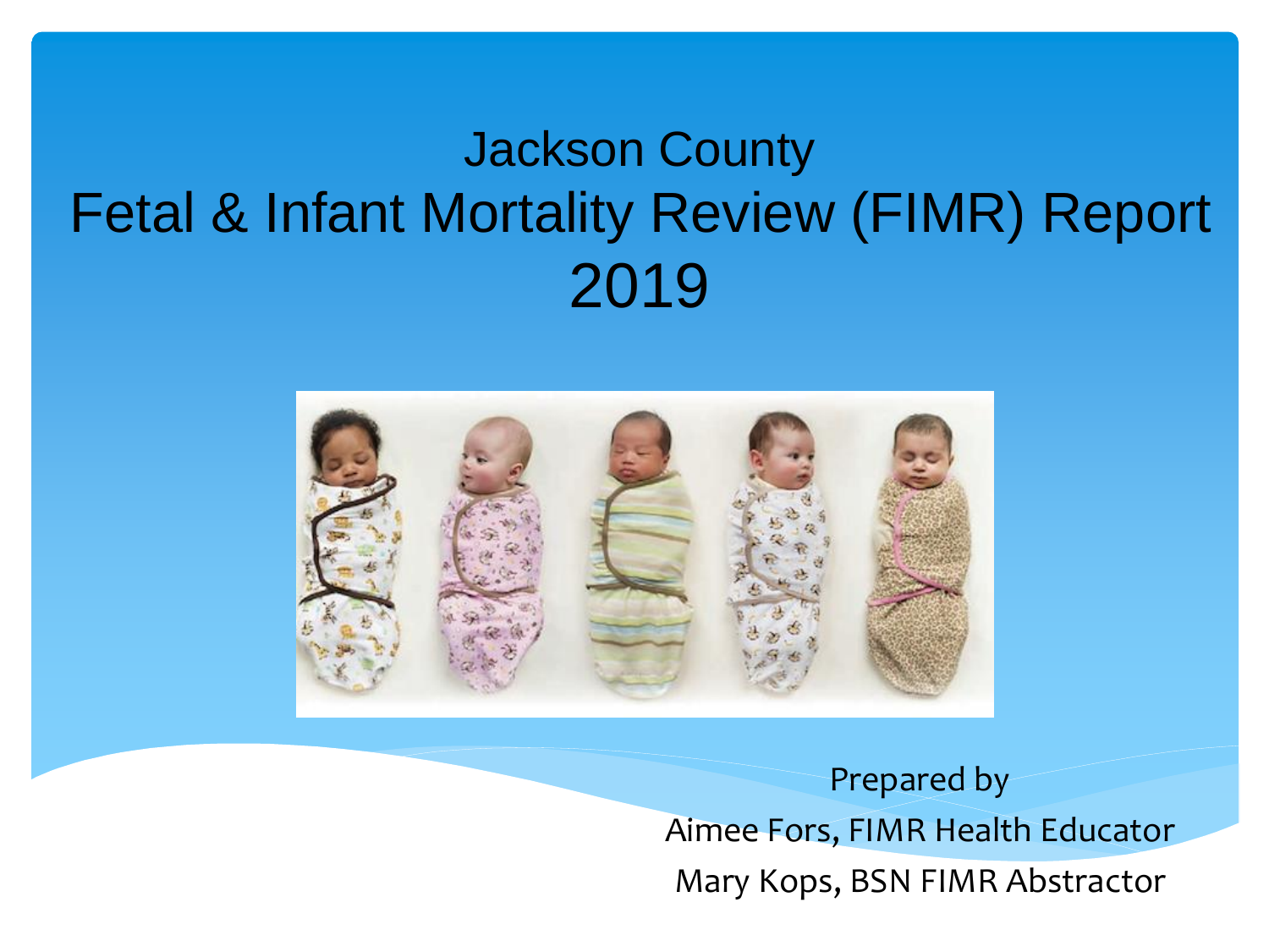# Jackson County
# Fetal & Infant Mortality Review (FIMR) Report
# 2019

Prepared by

Aimee Fors, FIMR Health Educator

Mary Kops, BSN FIMR Abstractor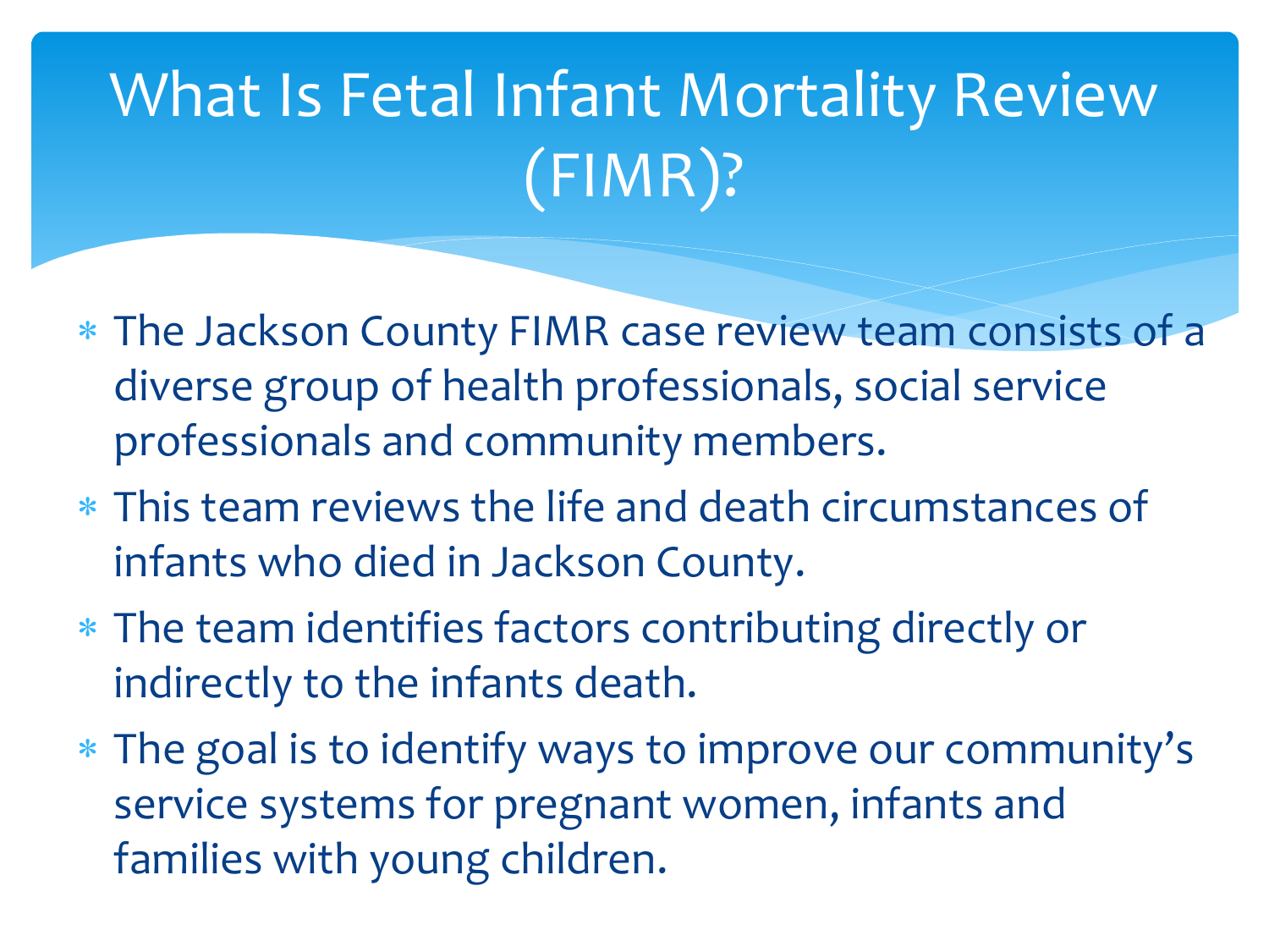# What Is Fetal Infant Mortality Review (FIMR)?

- The Jackson County FIMR case review team consists of a diverse group of health professionals, social service professionals and community members.
- This team reviews the life and death circumstances of infants who died in Jackson County.
- The team identifies factors contributing directly or indirectly to the infants death.
- The goal is to identify ways to improve our community's service systems for pregnant women, infants and families with young children.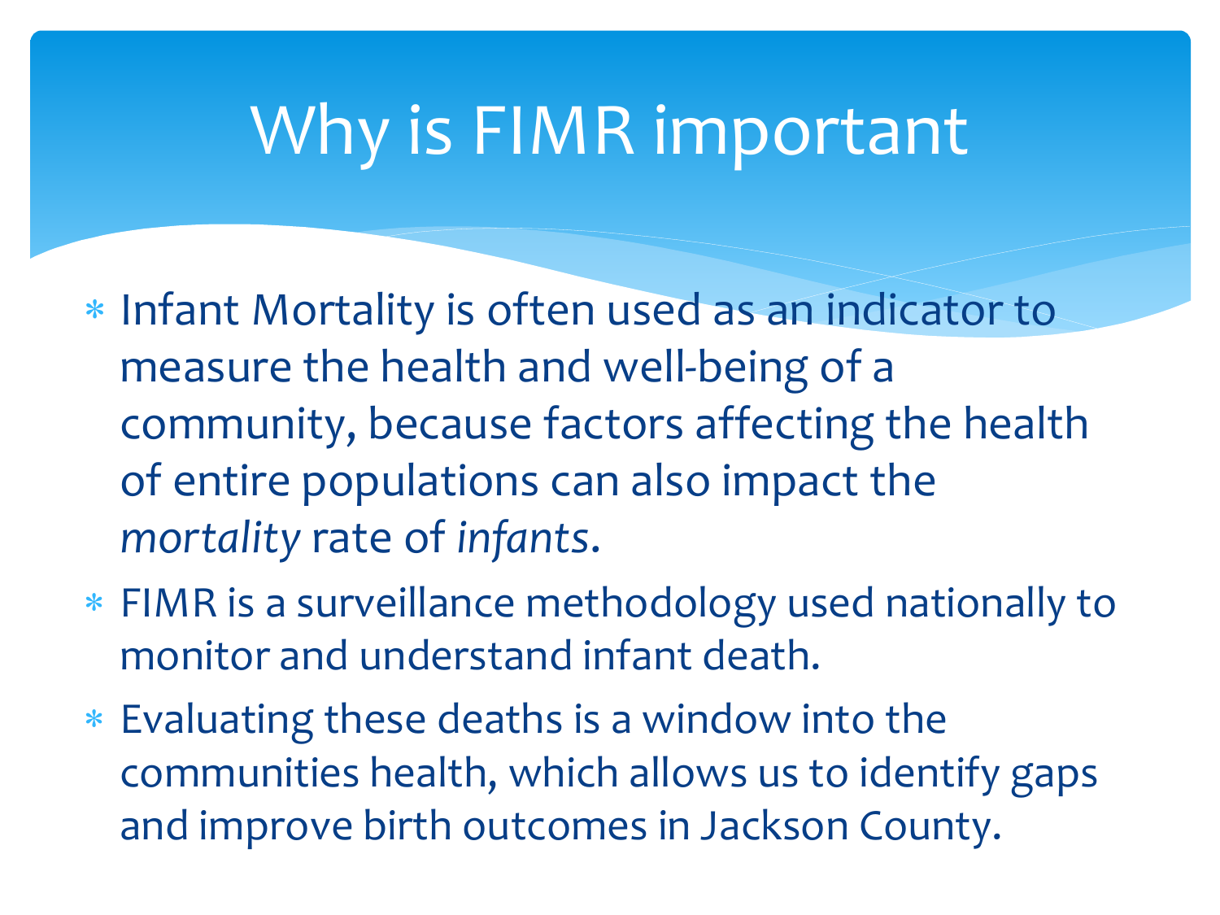# Why is FIMR important

- Infant Mortality is often used as an indicator to measure the health and well-being of a community, because factors affecting the health of entire populations can also impact the *mortality* rate of *infants*.
- FIMR is a surveillance methodology used nationally to monitor and understand infant death.
- Evaluating these deaths is a window into the communities health, which allows us to identify gaps and improve birth outcomes in Jackson County.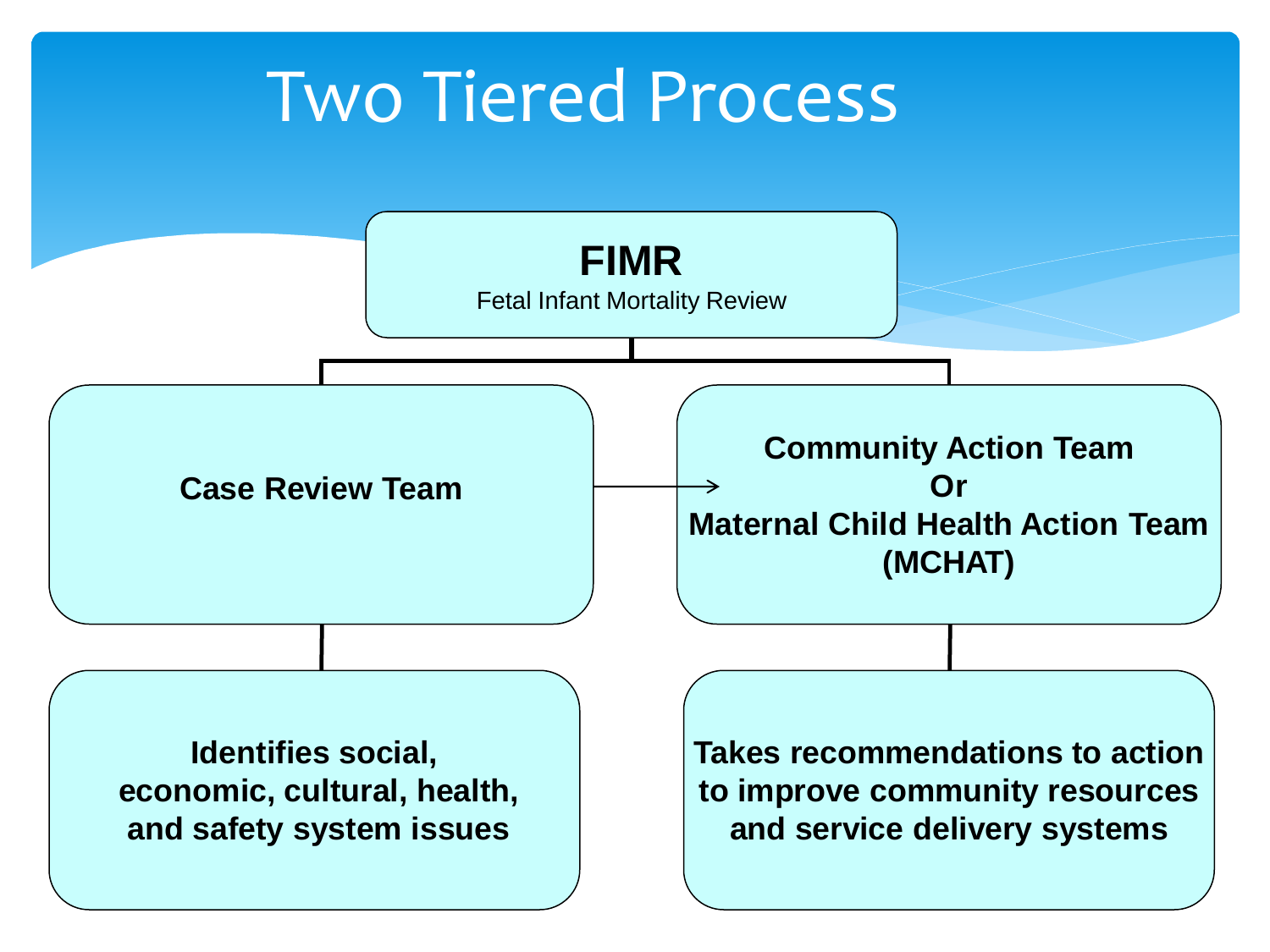# Two Tiered Process

**FIMR**
Fetal Infant Mortality Review

**Case Review Team** → **Community Action Team Or Maternal Child Health Action Team (MCHAT)**

**Identifies social, economic, cultural, health, and safety system issues**

**Takes recommendations to action to improve community resources and service delivery systems**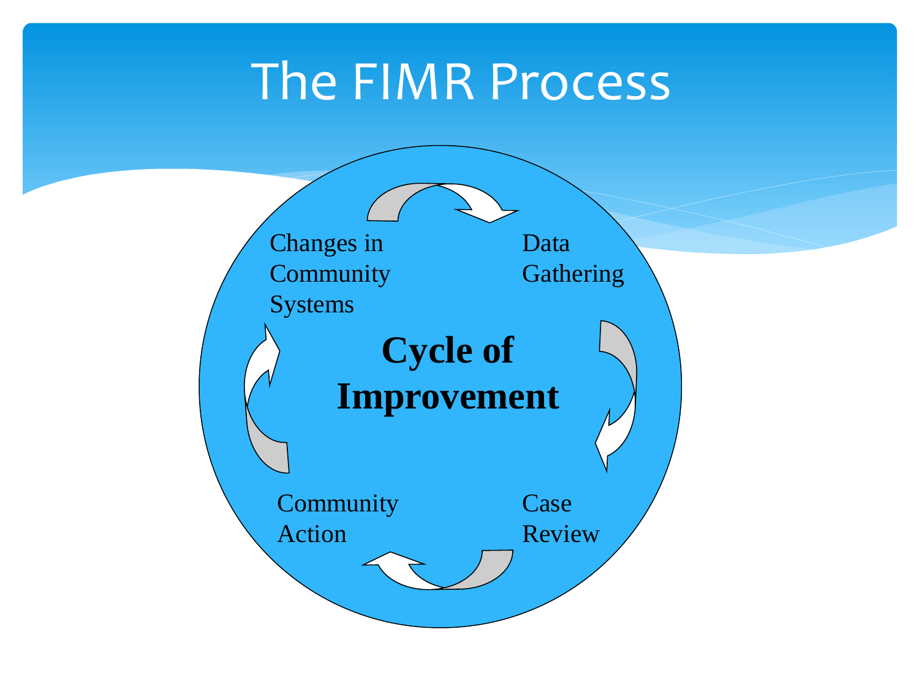# The FIMR Process

**Cycle of Improvement**

- Data Gathering
- Case Review
- Community Action
- Changes in Community Systems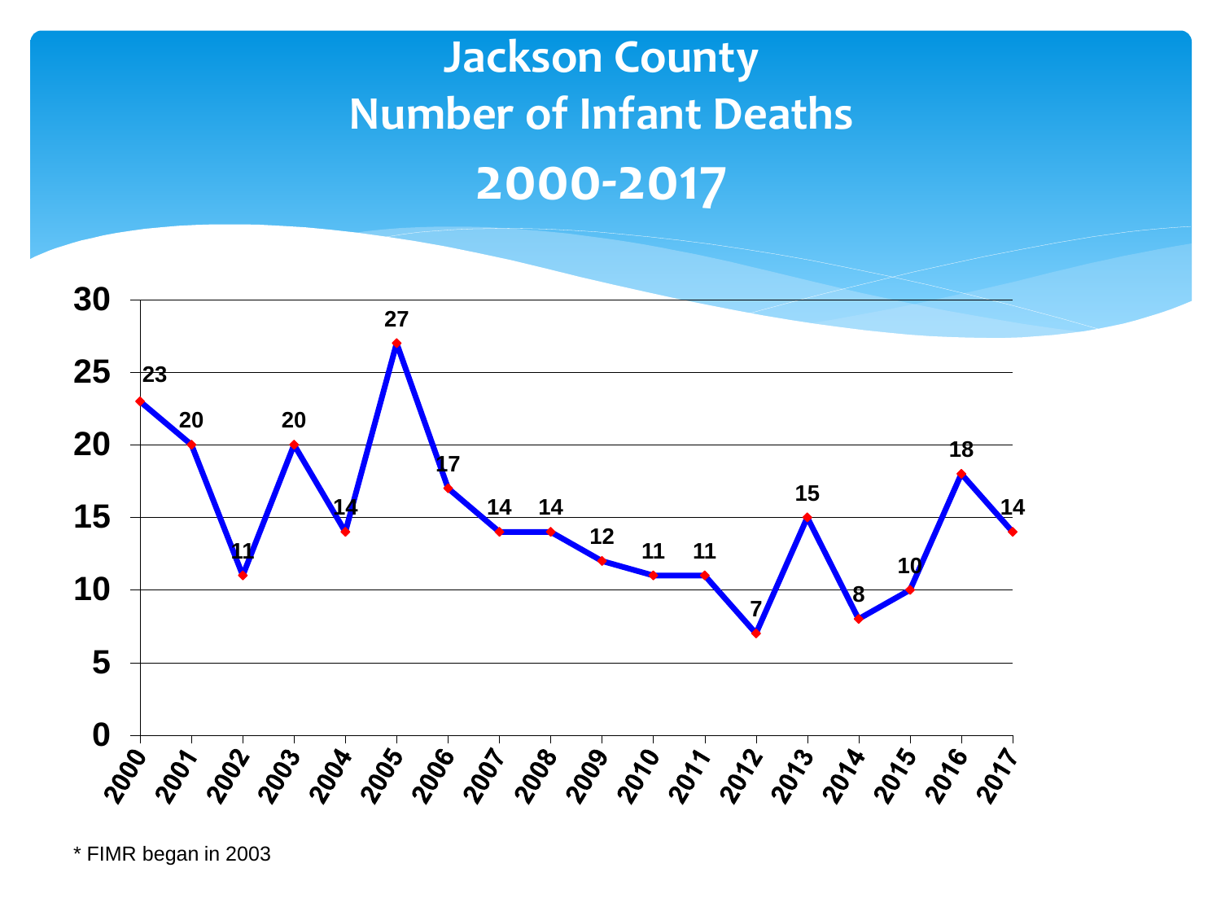# Jackson County
# Number of Infant Deaths
# 2000-2017

| Year | Number of Infant Deaths |
|---|---|
| 2000 | 23 |
| 2001 | 20 |
| 2002 | 11 |
| 2003 | 20 |
| 2004 | 14 |
| 2005 | 27 |
| 2006 | 17 |
| 2007 | 14 |
| 2008 | 14 |
| 2009 | 12 |
| 2010 | 11 |
| 2011 | 11 |
| 2012 | 7 |
| 2013 | 15 |
| 2014 | 8 |
| 2015 | 10 |
| 2016 | 18 |
| 2017 | 14 |

* FIMR began in 2003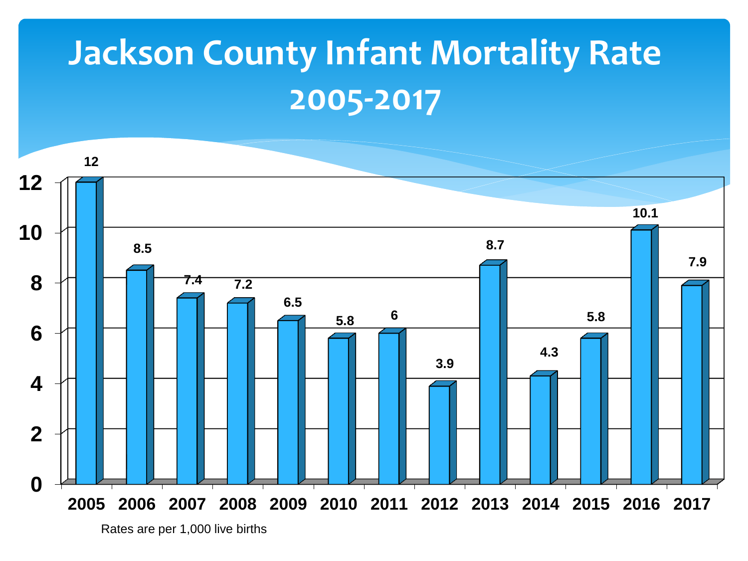# Jackson County Infant Mortality Rate 2005-2017

| Year | Rate |
|---|---|
| 2005 | 12 |
| 2006 | 8.5 |
| 2007 | 7.4 |
| 2008 | 7.2 |
| 2009 | 6.5 |
| 2010 | 5.8 |
| 2011 | 6 |
| 2012 | 3.9 |
| 2013 | 8.7 |
| 2014 | 4.3 |
| 2015 | 5.8 |
| 2016 | 10.1 |
| 2017 | 7.9 |

Rates are per 1,000 live births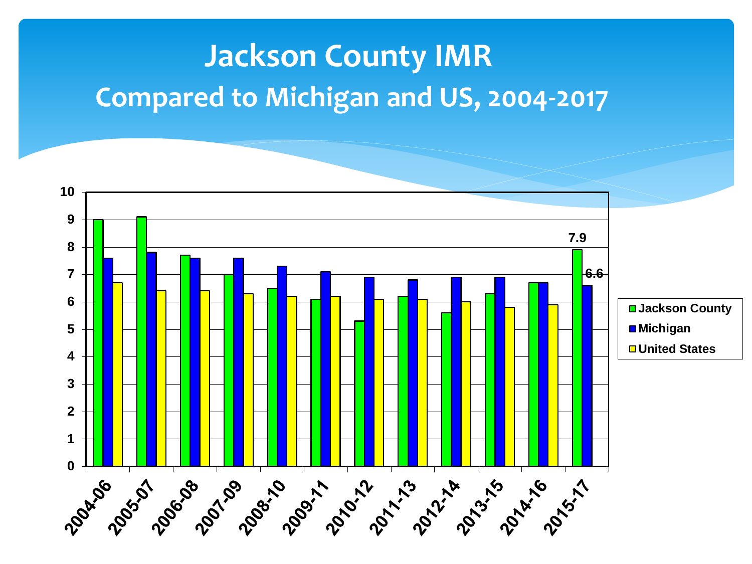# Jackson County IMR

## Compared to Michigan and US, 2004-2017

| Period | Jackson County | Michigan | United States |
|---|---|---|---|
| 2004-06 | 9.0 | 7.6 | 6.7 |
| 2005-07 | 9.1 | 7.8 | 6.4 |
| 2006-08 | 7.7 | 7.6 | 6.4 |
| 2007-09 | 7.0 | 7.6 | 6.3 |
| 2008-10 | 6.5 | 7.3 | 6.2 |
| 2009-11 | 6.1 | 7.1 | 6.2 |
| 2010-12 | 5.3 | 6.9 | 6.1 |
| 2011-13 | 6.2 | 6.8 | 6.1 |
| 2012-14 | 5.6 | 6.9 | 6.0 |
| 2013-15 | 6.3 | 6.9 | 5.8 |
| 2014-16 | 6.7 | 6.7 | 5.9 |
| 2015-17 | 7.9 | 6.6 | |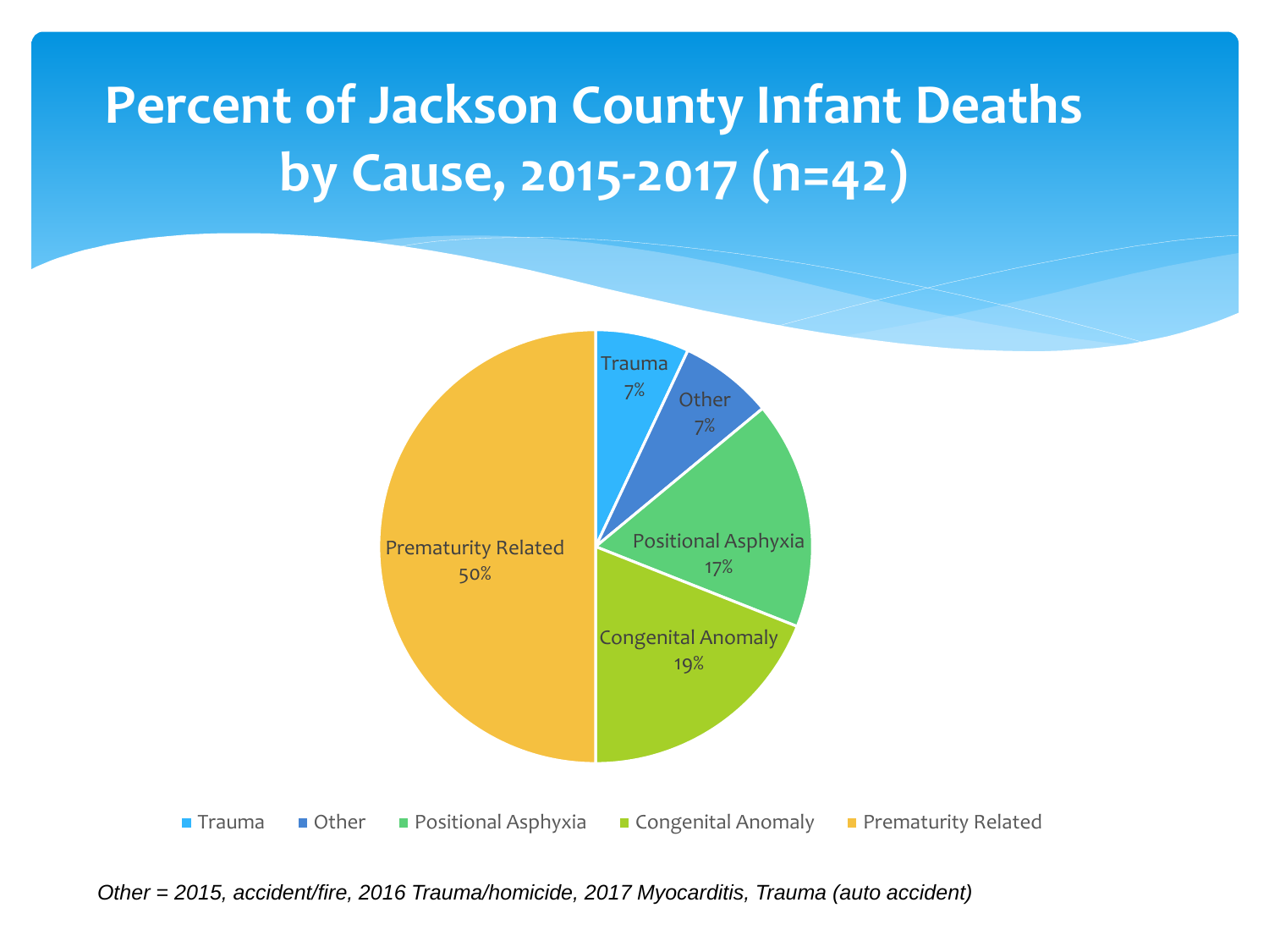# Percent of Jackson County Infant Deaths by Cause, 2015-2017 (n=42)

| Cause | Percent |
|---|---|
| Trauma | 7% |
| Other | 7% |
| Positional Asphyxia | 17% |
| Congenital Anomaly | 19% |
| Prematurity Related | 50% |

*Other = 2015, accident/fire, 2016 Trauma/homicide, 2017 Myocarditis, Trauma (auto accident)*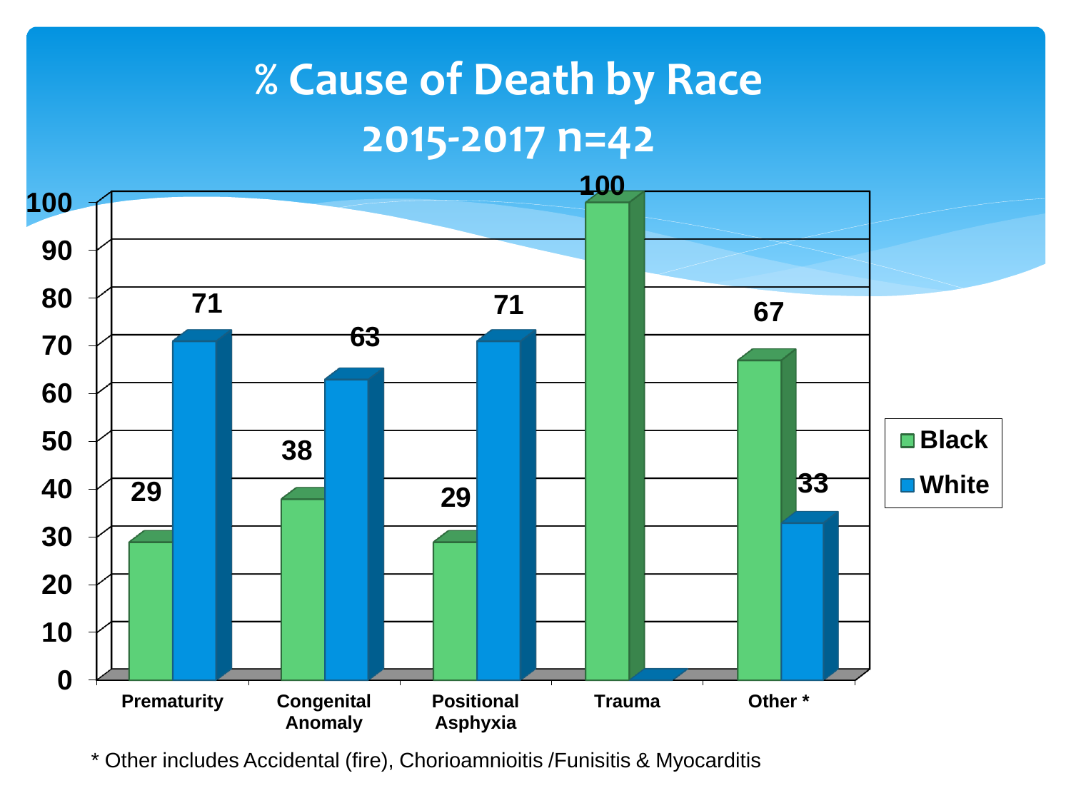# % Cause of Death by Race

## 2015-2017 n=42

| Cause | Black | White |
|---|---|---|
| Prematurity | 29 | 71 |
| Congenital Anomaly | 38 | 63 |
| Positional Asphyxia | 29 | 71 |
| Trauma | 100 | |
| Other * | 67 | 33 |

* Other includes Accidental (fire), Chorioamnioitis /Funisitis & Myocarditis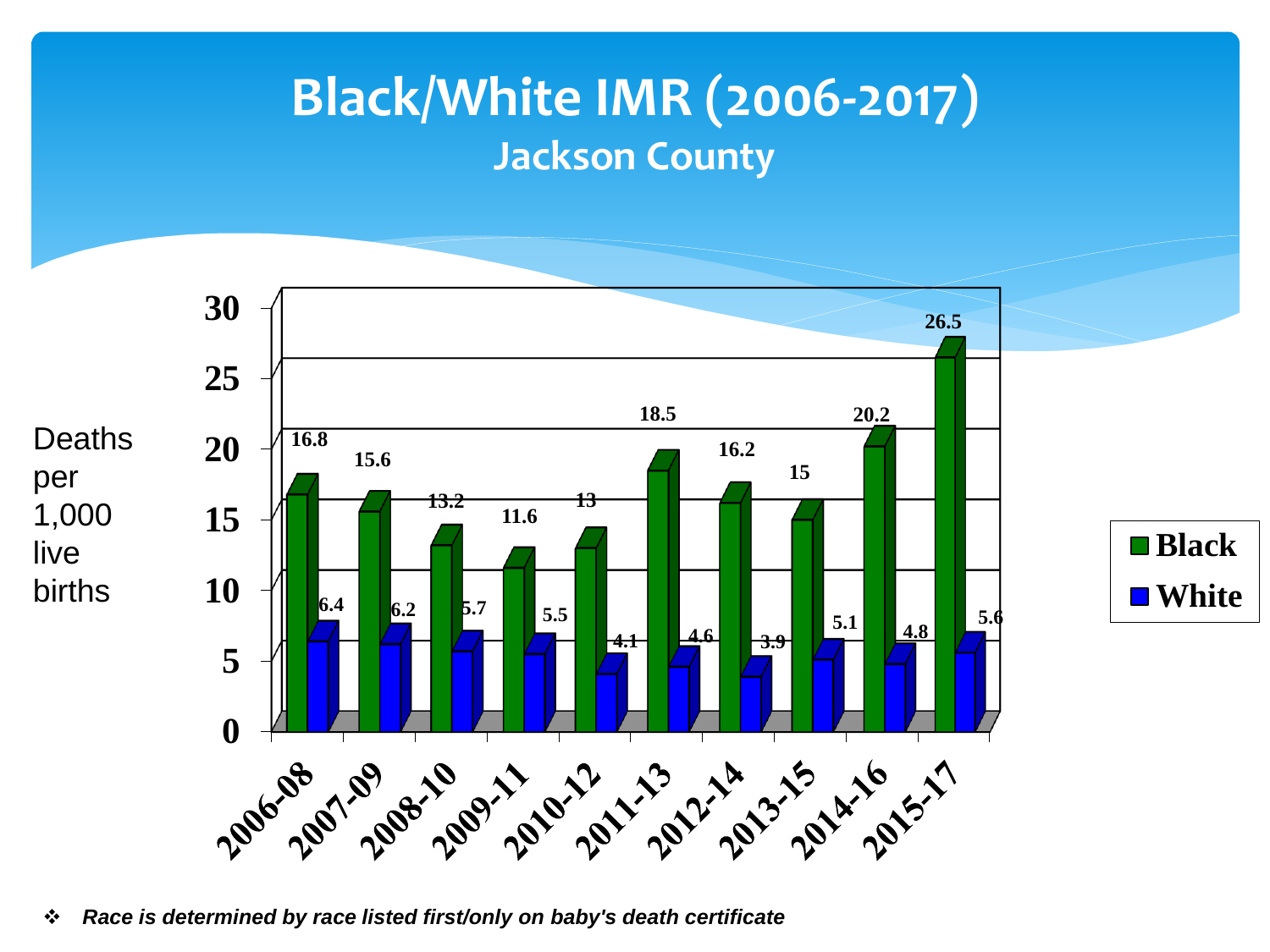# Black/White IMR (2006-2017)

## Jackson County

Deaths per 1,000 live births

| Period | Black | White |
|---|---|---|
| 2006-08 | 16.8 | 6.4 |
| 2007-09 | 15.6 | 6.2 |
| 2008-10 | 13.2 | 5.7 |
| 2009-11 | 11.6 | 5.5 |
| 2010-12 | 13 | 4.1 |
| 2011-13 | 18.5 | 4.6 |
| 2012-14 | 16.2 | 3.9 |
| 2013-15 | 15 | 5.1 |
| 2014-16 | 20.2 | 4.8 |
| 2015-17 | 26.5 | 5.6 |

- *Race is determined by race listed first/only on baby's death certificate*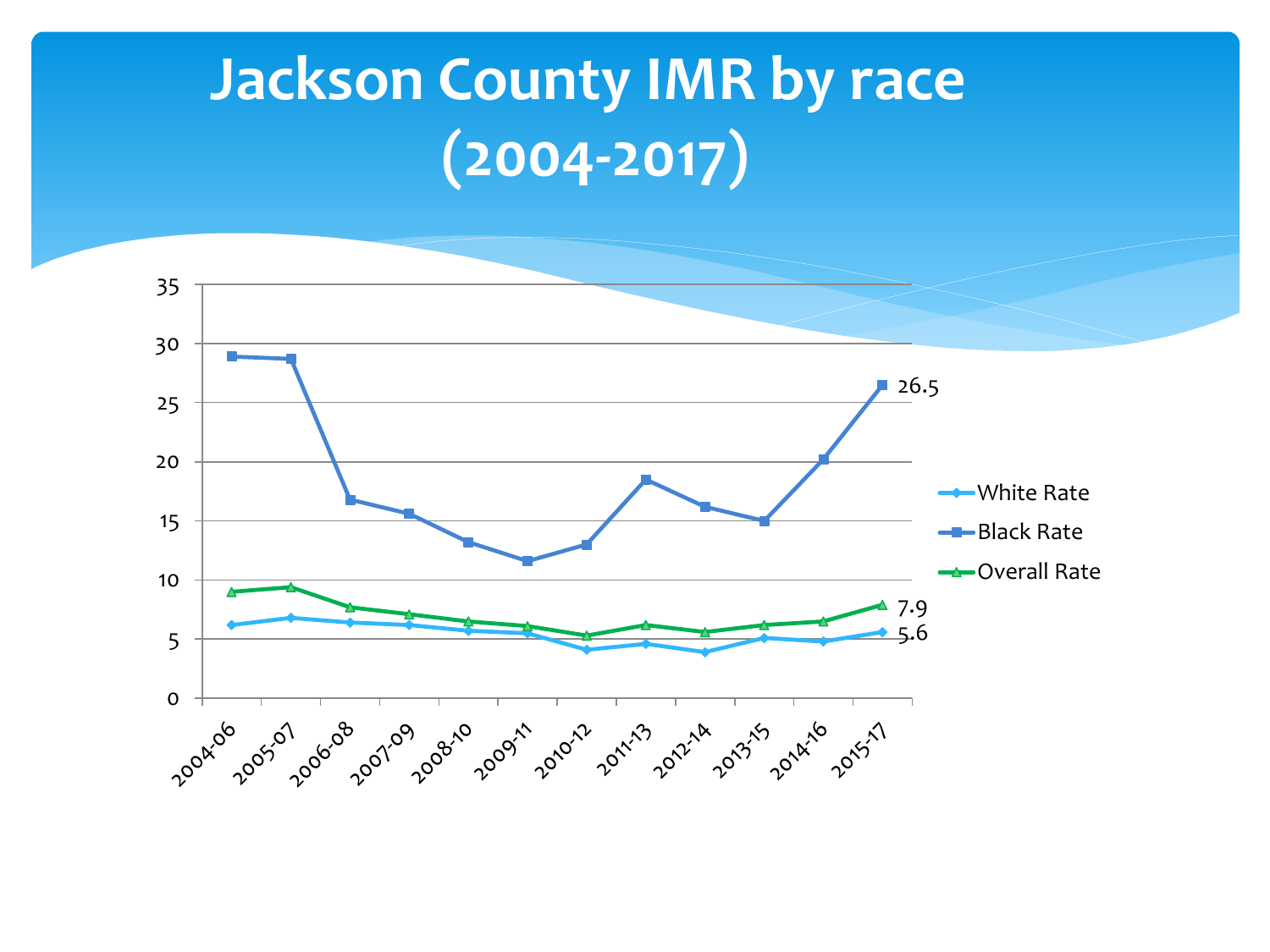# Jackson County IMR by race (2004-2017)

| Period | White Rate | Black Rate | Overall Rate |
|---|---|---|---|
| 2004-06 | | | |
| 2005-07 | | | |
| 2006-08 | | | |
| 2007-09 | | | |
| 2008-10 | | | |
| 2009-11 | | | |
| 2010-12 | | | |
| 2011-13 | | | |
| 2012-14 | | | |
| 2013-15 | | | |
| 2014-16 | | | |
| 2015-17 | 5.6 | 26.5 | 7.9 |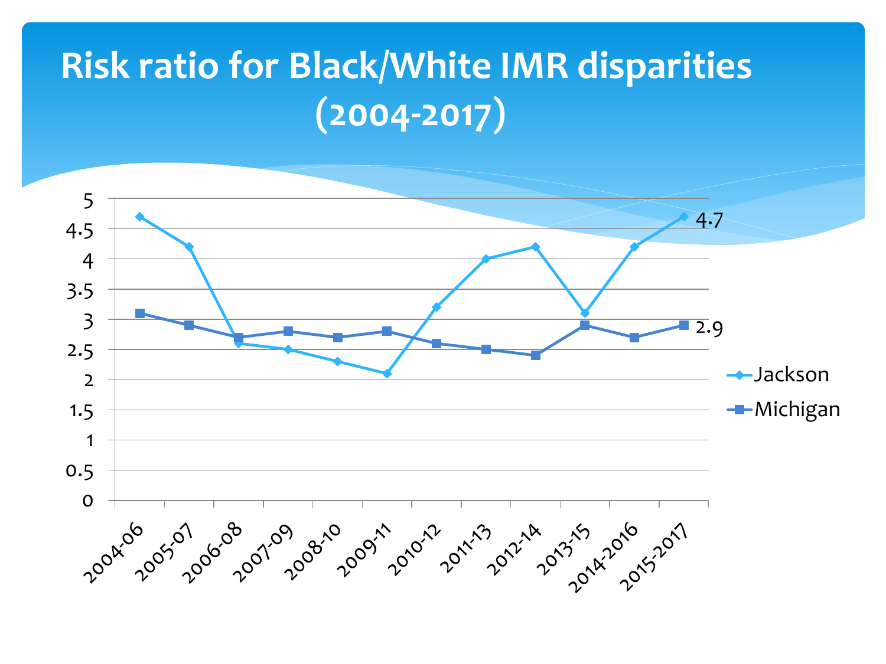# Risk ratio for Black/White IMR disparities (2004-2017)

| Period | Jackson | Michigan |
|---|---|---|
| 2004-06 | 4.7 | 3.1 |
| 2005-07 | 4.2 | 2.9 |
| 2006-08 | 2.6 | 2.7 |
| 2007-09 | 2.5 | 2.8 |
| 2008-10 | 2.3 | 2.7 |
| 2009-11 | 2.1 | 2.8 |
| 2010-12 | 3.2 | 2.6 |
| 2011-13 | 4.0 | 2.5 |
| 2012-14 | 4.2 | 2.4 |
| 2013-15 | 3.1 | 2.9 |
| 2014-2016 | 4.2 | 2.7 |
| 2015-2017 | 4.7 | 2.9 |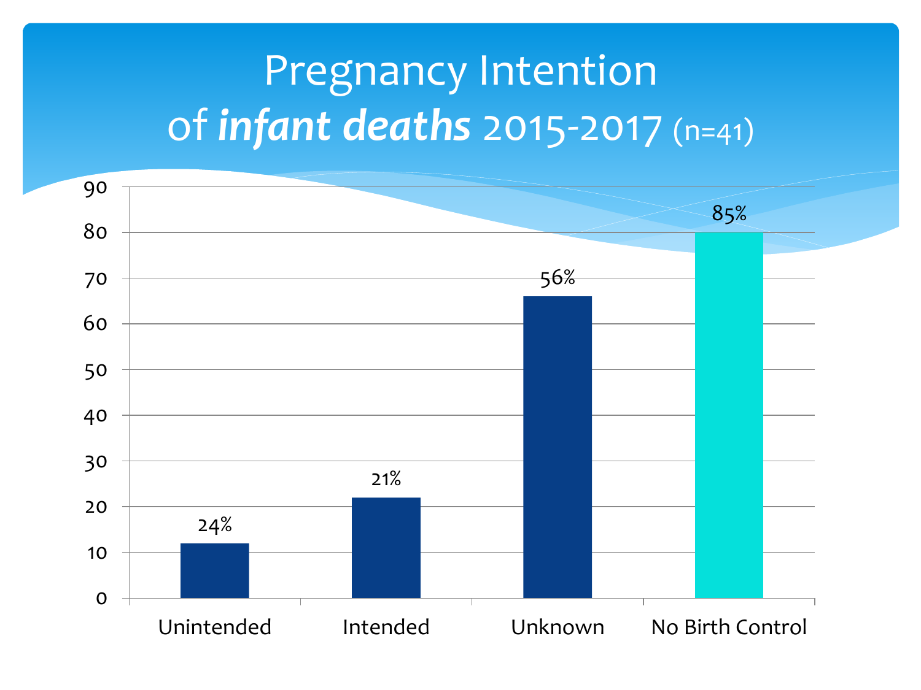# Pregnancy Intention of *infant deaths* 2015-2017 (n=41)

| Category | Value |
|---|---|
| Unintended | 24% |
| Intended | 21% |
| Unknown | 56% |
| No Birth Control | 85% |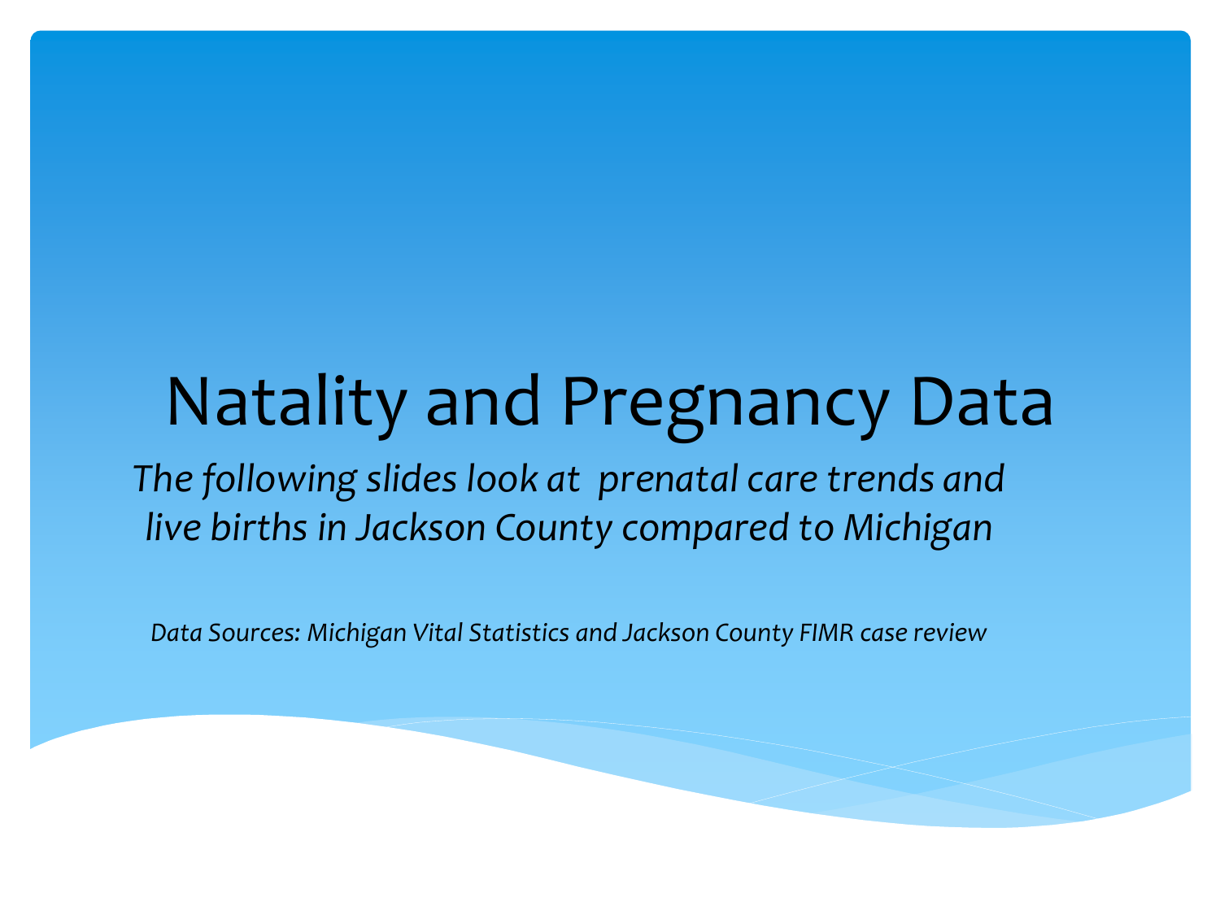# Natality and Pregnancy Data

*The following slides look at prenatal care trends and live births in Jackson County compared to Michigan*

*Data Sources: Michigan Vital Statistics and Jackson County FIMR case review*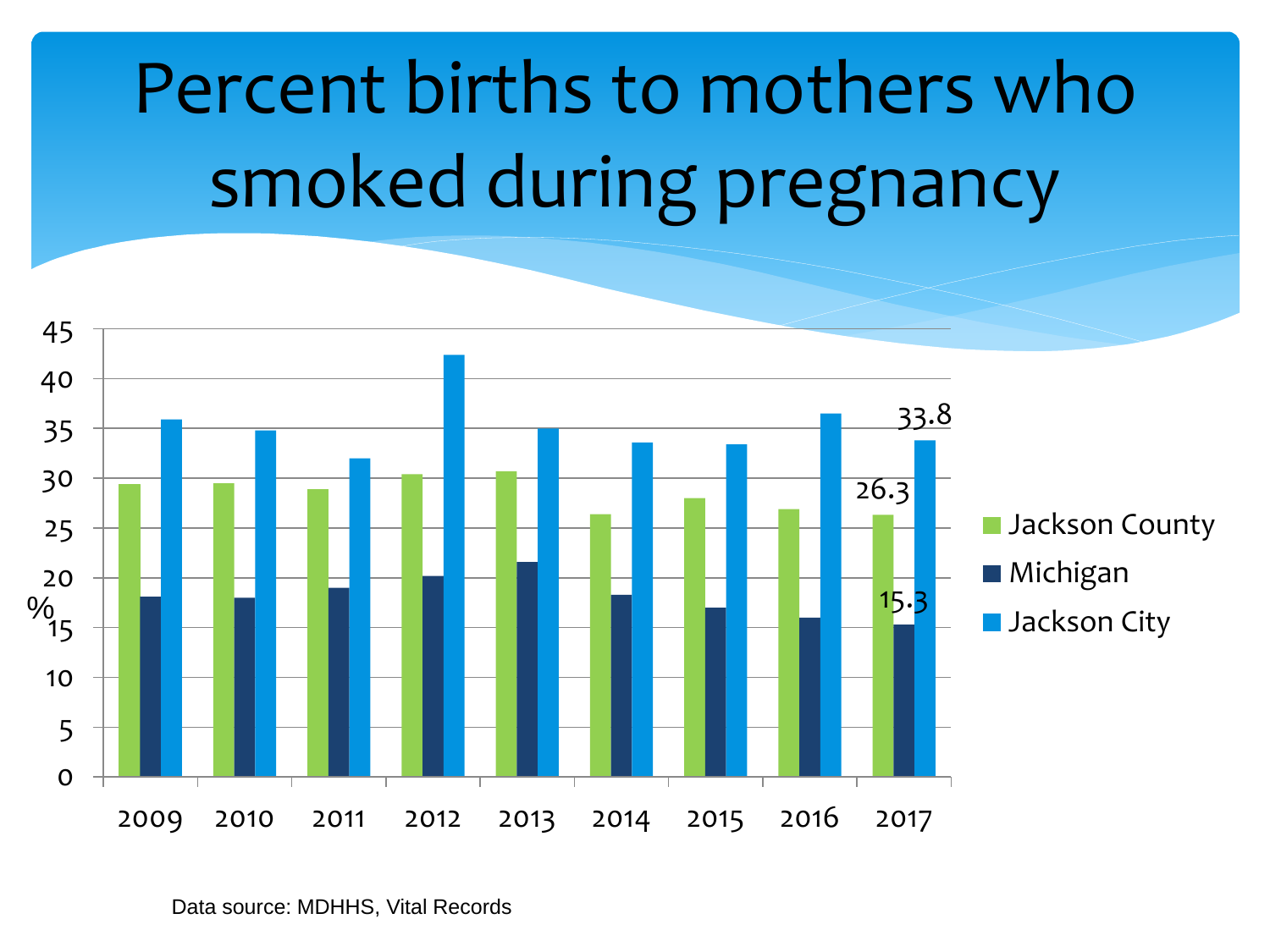# Percent births to mothers who smoked during pregnancy

Data source: MDHHS, Vital Records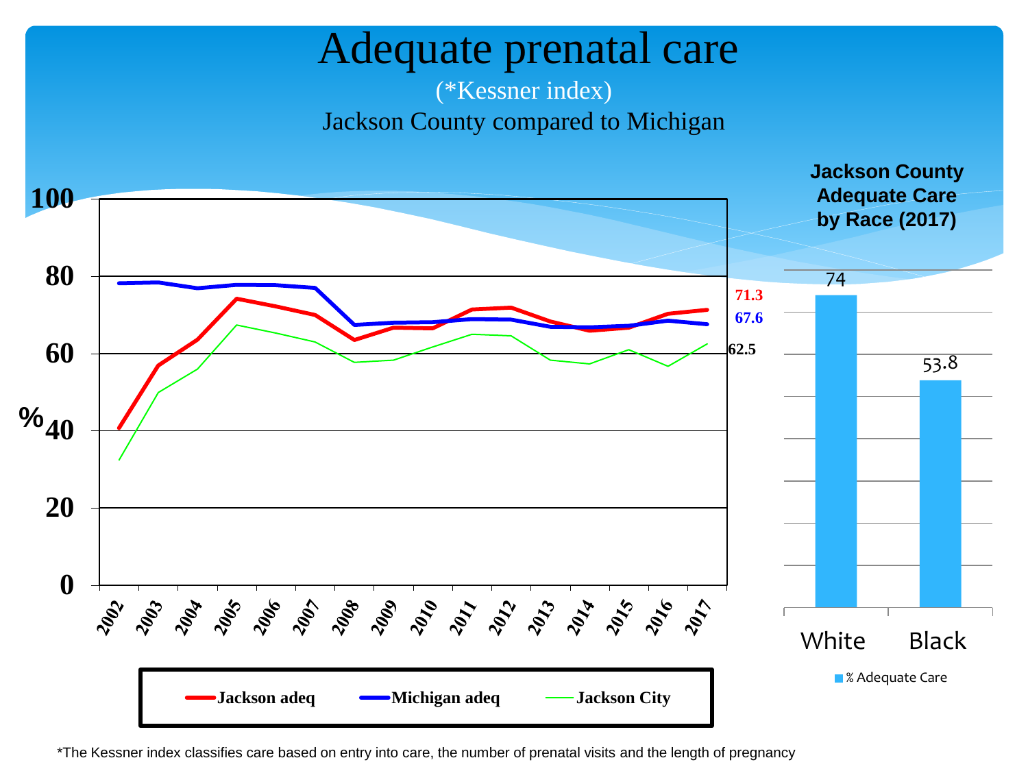# Adequate prenatal care

(*Kessner index)

Jackson County compared to Michigan

% (y-axis: 0, 20, 40, 60, 80, 100)

Years: 2002, 2003, 2004, 2005, 2006, 2007, 2008, 2009, 2010, 2011, 2012, 2013, 2014, 2015, 2016, 2017

2017 values: 71.3 (Jackson adeq), 67.6 (Michigan adeq), 62.5 (Jackson City)

Legend: Jackson adeq, Michigan adeq, Jackson City

**Jackson County Adequate Care by Race (2017)**

| | % Adequate Care |
| --- | --- |
| White | 74 |
| Black | 53.8 |

*The Kessner index classifies care based on entry into care, the number of prenatal visits and the length of pregnancy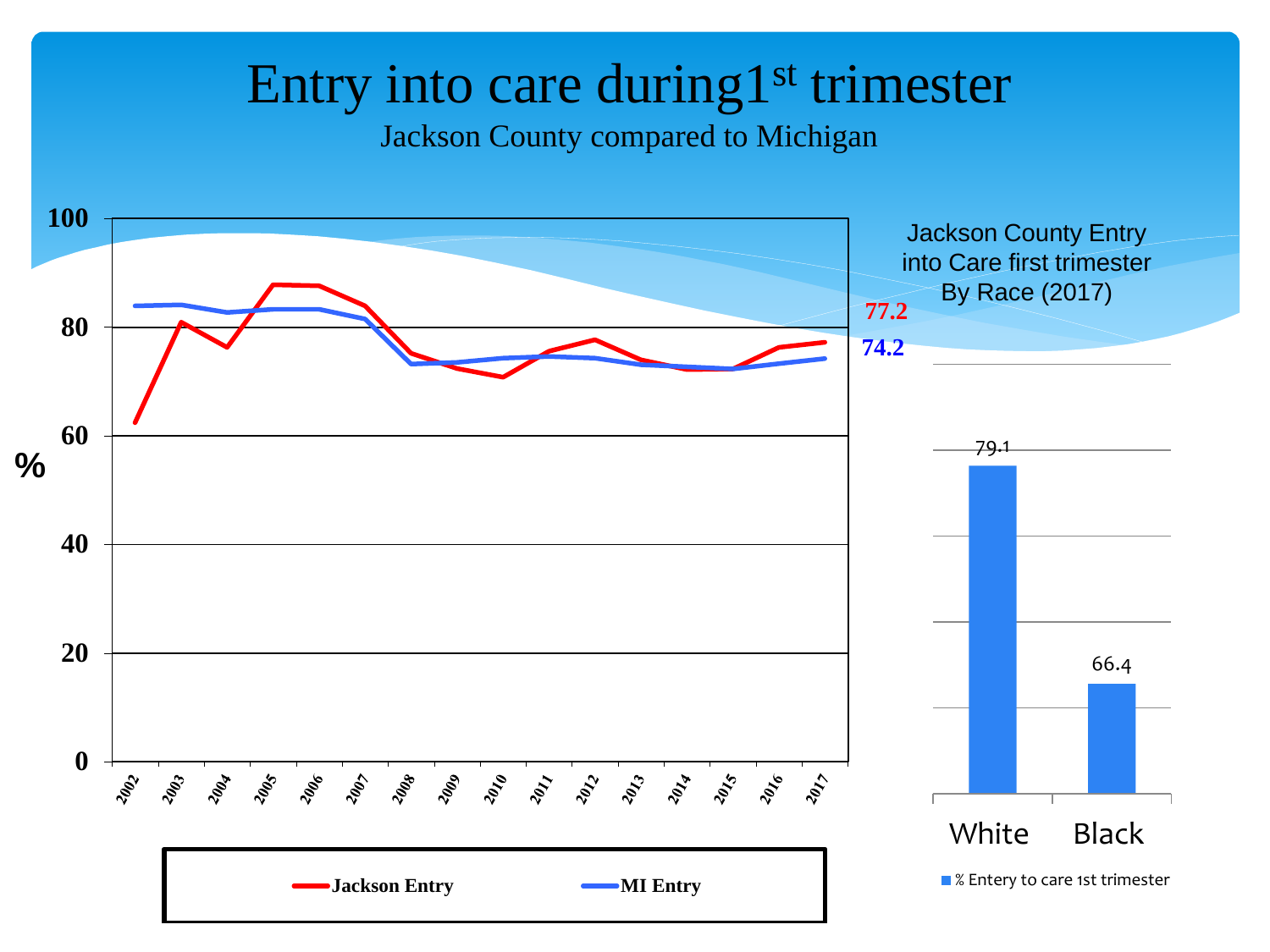# Entry into care during 1st trimester

Jackson County compared to Michigan

100

80

60

%

40

20

0

2002 2003 2004 2005 2006 2007 2008 2009 2010 2011 2012 2013 2014 2015 2016 2017

77.2

74.2

Jackson Entry — MI Entry

Jackson County Entry into Care first trimester By Race (2017)

79.1

66.4

White Black

% Entery to care 1st trimester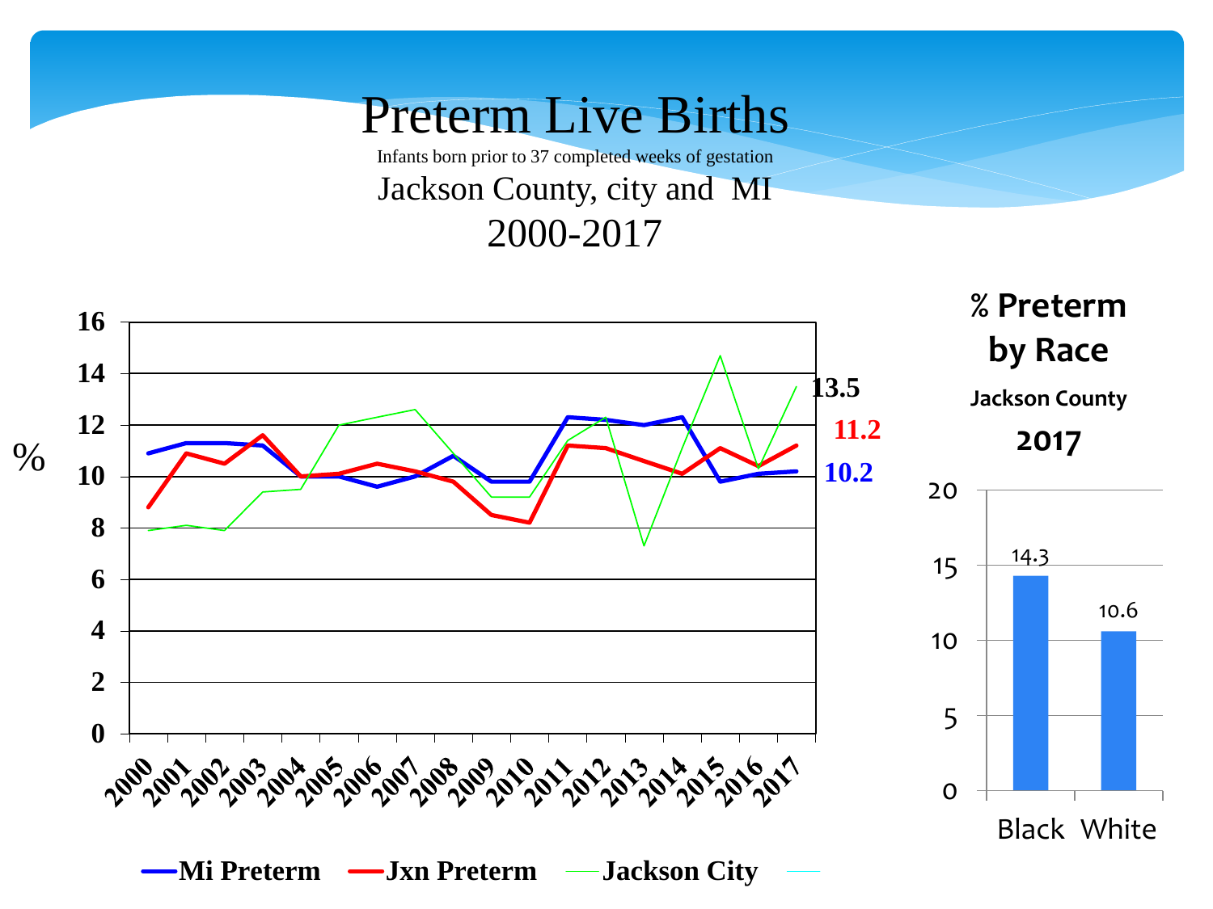# Preterm Live Births

Infants born prior to 37 completed weeks of gestation

Jackson County, city and MI

2000-2017

%

16
14
12
10
8
6
4
2
0

2000 2001 2002 2003 2004 2005 2006 2007 2008 2009 2010 2011 2012 2013 2014 2015 2016 2017

13.5

11.2

10.2

Mi Preterm — Jxn Preterm — Jackson City

## % Preterm by Race

Jackson County

2017

| | Black | White |
| --- | --- | --- |
| % Preterm | 14.3 | 10.6 |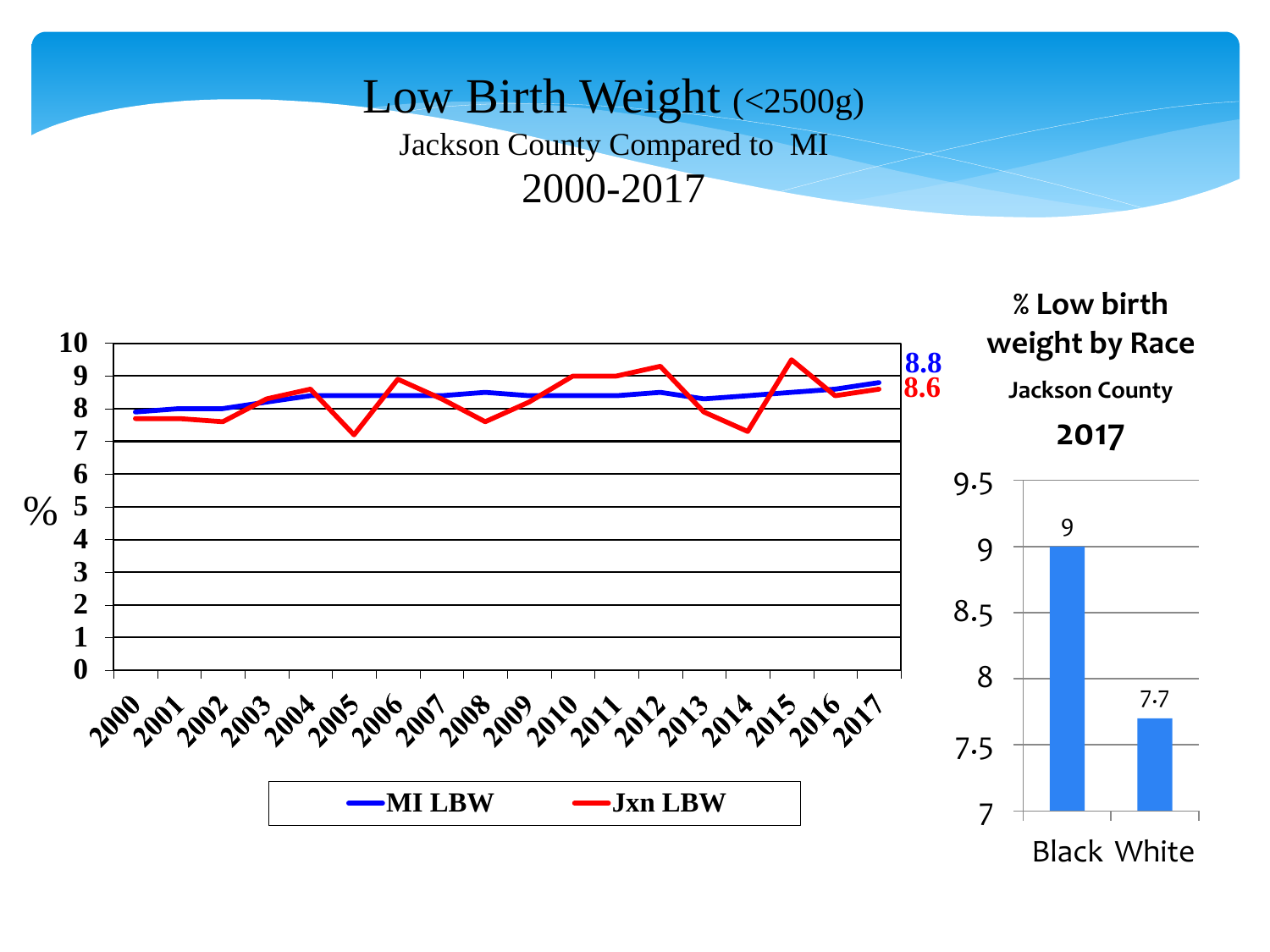# Low Birth Weight (<2500g)

Jackson County Compared to MI

2000-2017

% Low birth weight by Race

Jackson County

2017

| Race | % |
| --- | --- |
| Black | 9 |
| White | 7.7 |

MI LBW: 8.8 (2017)

Jxn LBW: 8.6 (2017)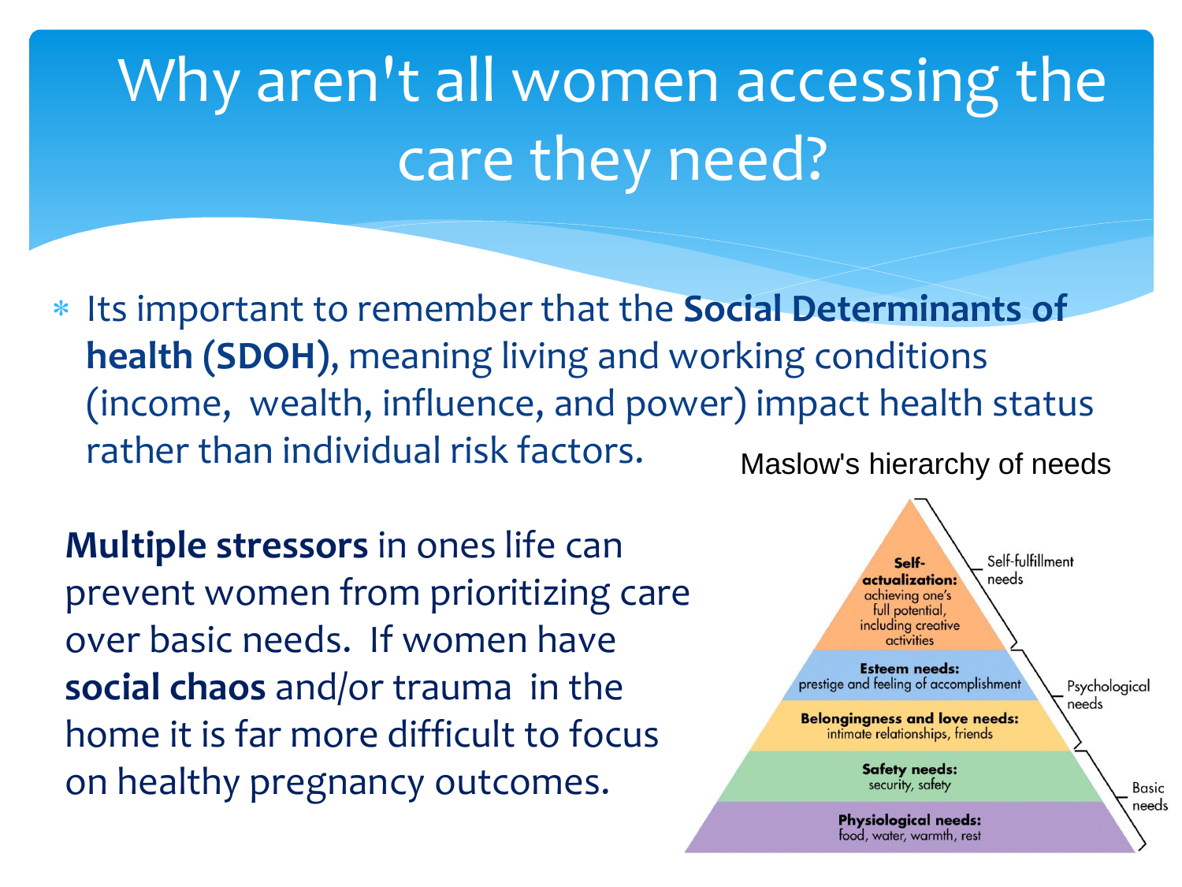# Why aren't all women accessing the care they need?

- Its important to remember that the **Social Determinants of health (SDOH)**, meaning living and working conditions (income, wealth, influence, and power) impact health status rather than individual risk factors.

**Multiple stressors** in ones life can prevent women from prioritizing care over basic needs. If women have **social chaos** and/or trauma in the home it is far more difficult to focus on healthy pregnancy outcomes.

Maslow's hierarchy of needs

- **Self-actualization:** achieving one's full potential, including creative activities — Self-fulfillment needs
- **Esteem needs:** prestige and feeling of accomplishment — Psychological needs
- **Belongingness and love needs:** intimate relationships, friends — Psychological needs
- **Safety needs:** security, safety — Basic needs
- **Physiological needs:** food, water, warmth, rest — Basic needs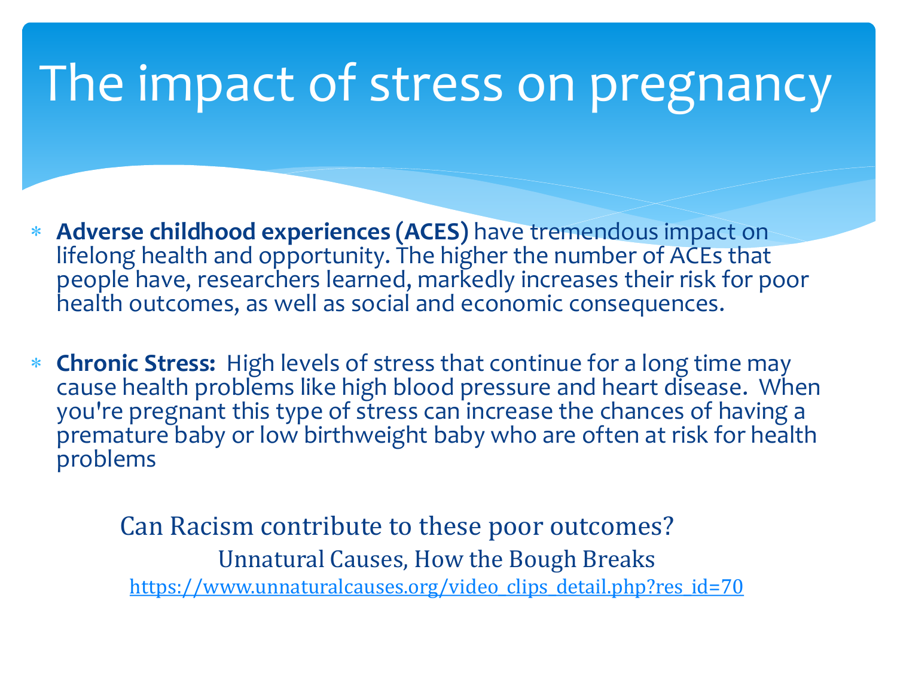# The impact of stress on pregnancy

* **Adverse childhood experiences (ACES)** have tremendous impact on lifelong health and opportunity. The higher the number of ACEs that people have, researchers learned, markedly increases their risk for poor health outcomes, as well as social and economic consequences.

* **Chronic Stress:** High levels of stress that continue for a long time may cause health problems like high blood pressure and heart disease. When you're pregnant this type of stress can increase the chances of having a premature baby or low birthweight baby who are often at risk for health problems

Can Racism contribute to these poor outcomes?

Unnatural Causes, How the Bough Breaks

https://www.unnaturalcauses.org/video_clips_detail.php?res_id=70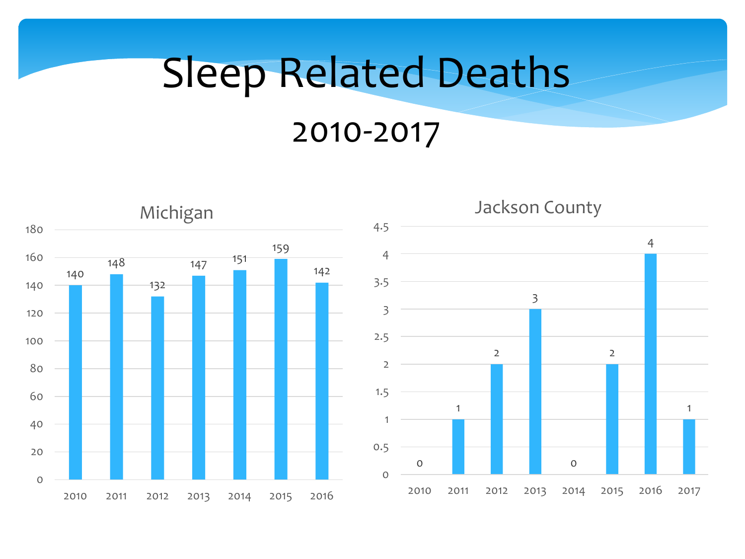# Sleep Related Deaths

## 2010-2017

### Michigan

| Year | Deaths |
|---|---|
| 2010 | 140 |
| 2011 | 148 |
| 2012 | 132 |
| 2013 | 147 |
| 2014 | 151 |
| 2015 | 159 |
| 2016 | 142 |

### Jackson County

| Year | Deaths |
|---|---|
| 2010 | 0 |
| 2011 | 1 |
| 2012 | 2 |
| 2013 | 3 |
| 2014 | 0 |
| 2015 | 2 |
| 2016 | 4 |
| 2017 | 1 |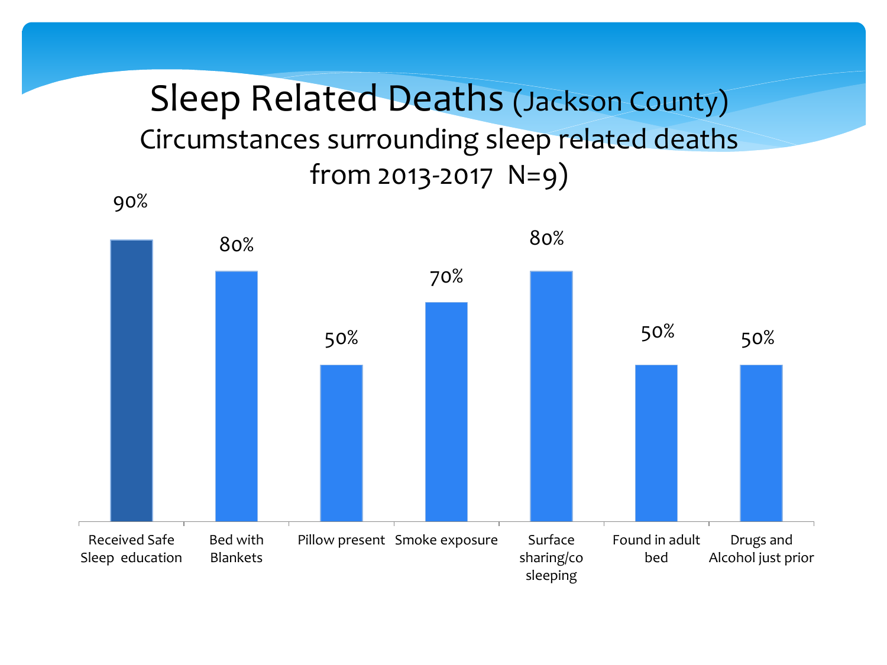# Sleep Related Deaths (Jackson County)

## Circumstances surrounding sleep related deaths from 2013-2017 N=9)

| Circumstance | Percent |
|---|---|
| Received Safe Sleep education | 90% |
| Bed with Blankets | 80% |
| Pillow present | 50% |
| Smoke exposure | 70% |
| Surface sharing/co sleeping | 80% |
| Found in adult bed | 50% |
| Drugs and Alcohol just prior | 50% |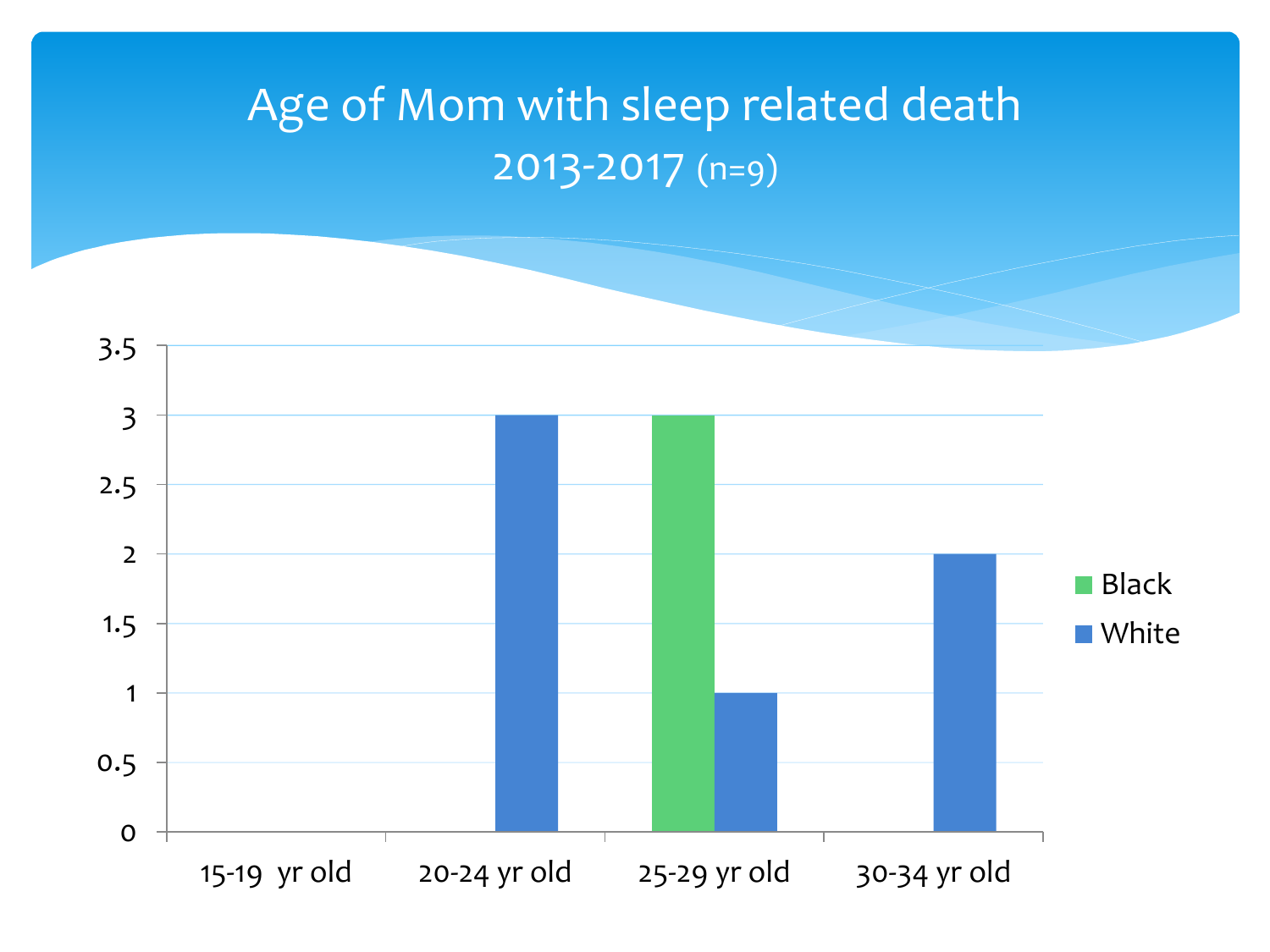# Age of Mom with sleep related death

## 2013-2017 (n=9)

| Age group | Black | White |
|---|---|---|
| 15-19 yr old | 0 | 0 |
| 20-24 yr old | 0 | 3 |
| 25-29 yr old | 3 | 1 |
| 30-34 yr old | 0 | 2 |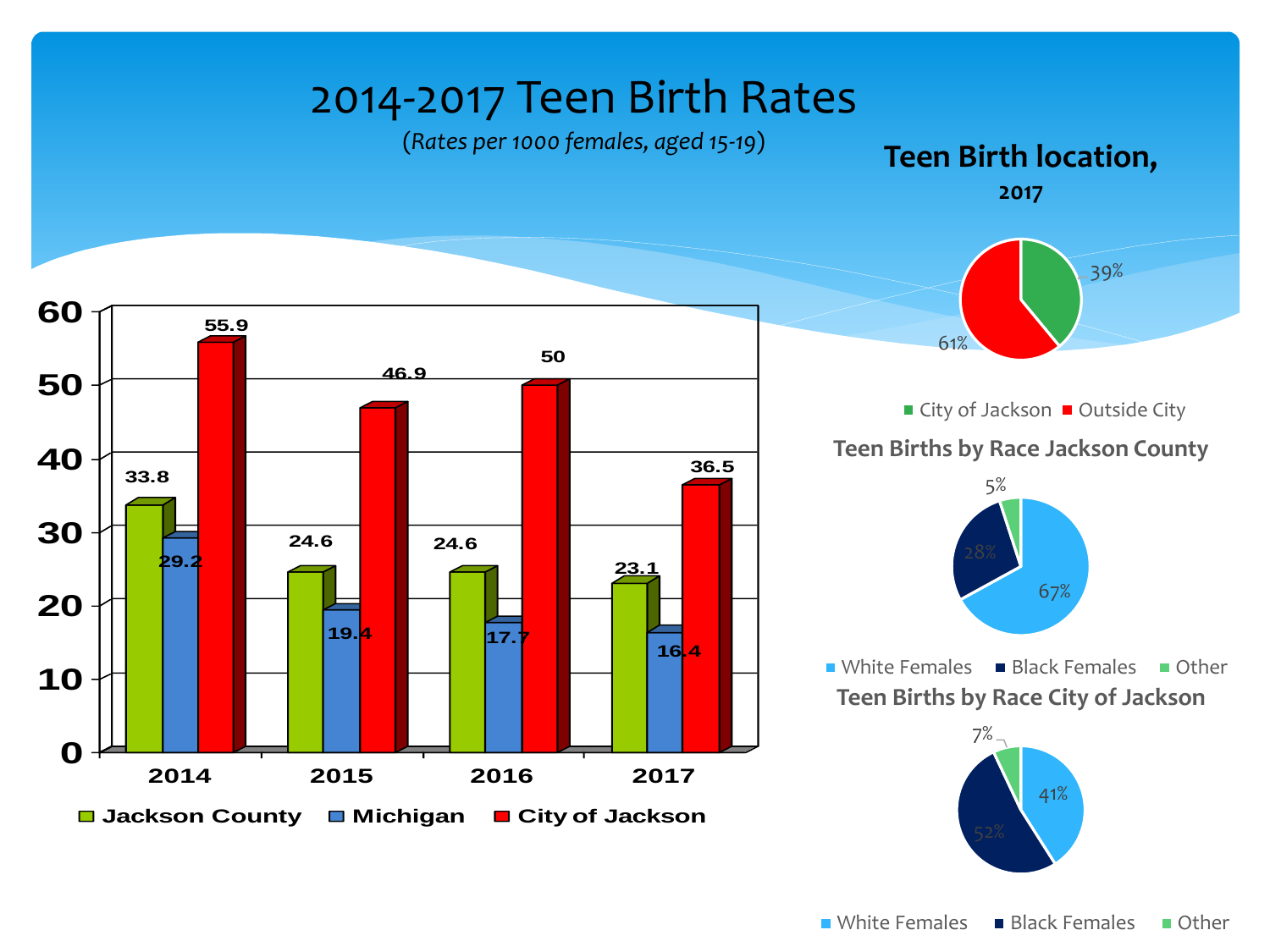# 2014-2017 Teen Birth Rates

*(Rates per 1000 females, aged 15-19)*

| Year | Jackson County | Michigan | City of Jackson |
|---|---|---|---|
| 2014 | 33.8 | 29.2 | 55.9 |
| 2015 | 24.6 | 19.4 | 46.9 |
| 2016 | 24.6 | 17.7 | 50 |
| 2017 | 23.1 | 16.4 | 36.5 |

## Teen Birth location, 2017

| Location | Percent |
|---|---|
| City of Jackson | 39% |
| Outside City | 61% |

## Teen Births by Race Jackson County

| Race | Percent |
|---|---|
| White Females | 67% |
| Black Females | 28% |
| Other | 5% |

## Teen Births by Race City of Jackson

| Race | Percent |
|---|---|
| White Females | 41% |
| Black Females | 52% |
| Other | 7% |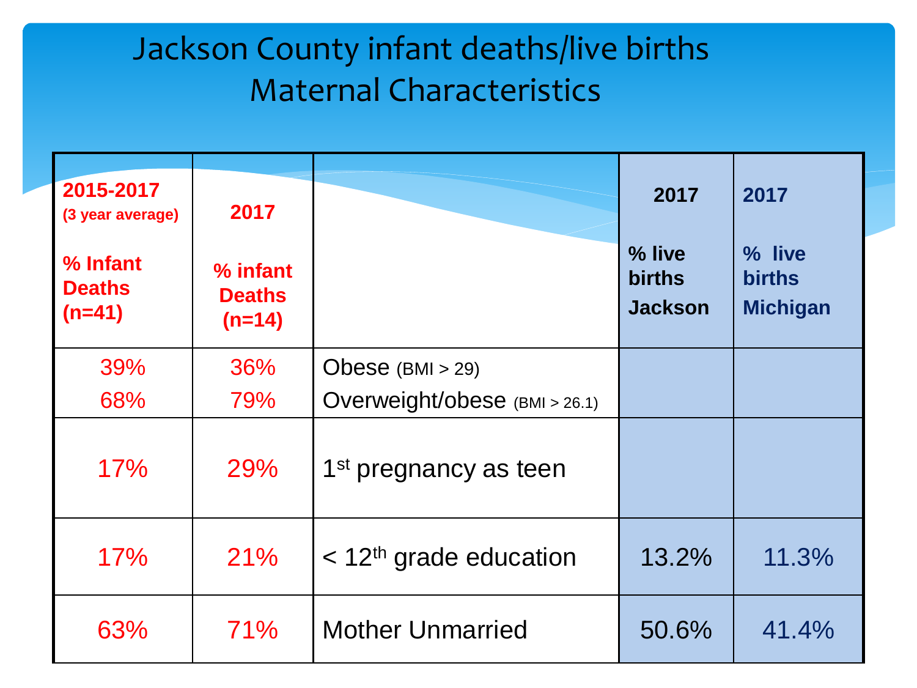# Jackson County infant deaths/live births
## Maternal Characteristics

| 2015-2017 (3 year average) % Infant Deaths (n=41) | 2017 % infant Deaths (n=14) | | 2017 % live births Jackson | 2017 % live births Michigan |
|---|---|---|---|---|
| 39% | 36% | Obese (BMI > 29) | | |
| 68% | 79% | Overweight/obese (BMI > 26.1) | | |
| 17% | 29% | 1st pregnancy as teen | | |
| 17% | 21% | < 12th grade education | 13.2% | 11.3% |
| 63% | 71% | Mother Unmarried | 50.6% | 41.4% |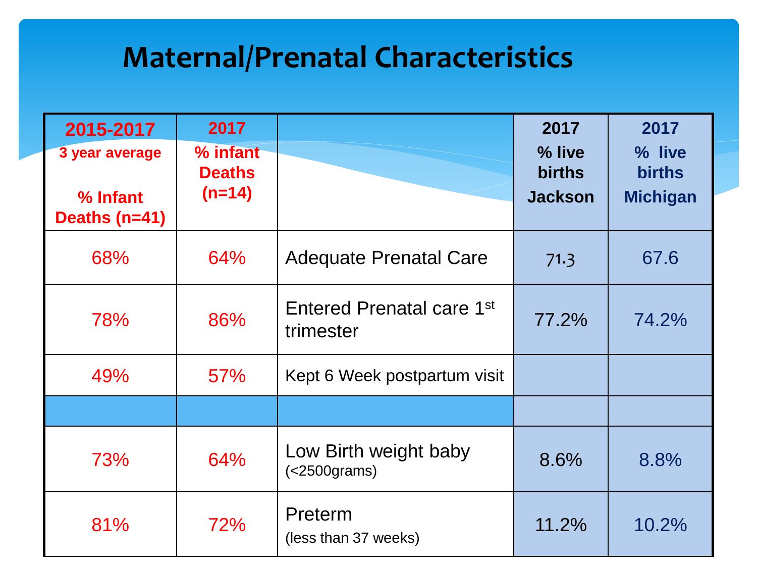# Maternal/Prenatal Characteristics

| 2015-2017 3 year average % Infant Deaths (n=41) | 2017 % infant Deaths (n=14) | | 2017 % live births Jackson | 2017 % live births Michigan |
|---|---|---|---|---|
| 68% | 64% | Adequate Prenatal Care | 71.3 | 67.6 |
| 78% | 86% | Entered Prenatal care 1st trimester | 77.2% | 74.2% |
| 49% | 57% | Kept 6 Week postpartum visit | | |
| | | | | |
| 73% | 64% | Low Birth weight baby (<2500grams) | 8.6% | 8.8% |
| 81% | 72% | Preterm (less than 37 weeks) | 11.2% | 10.2% |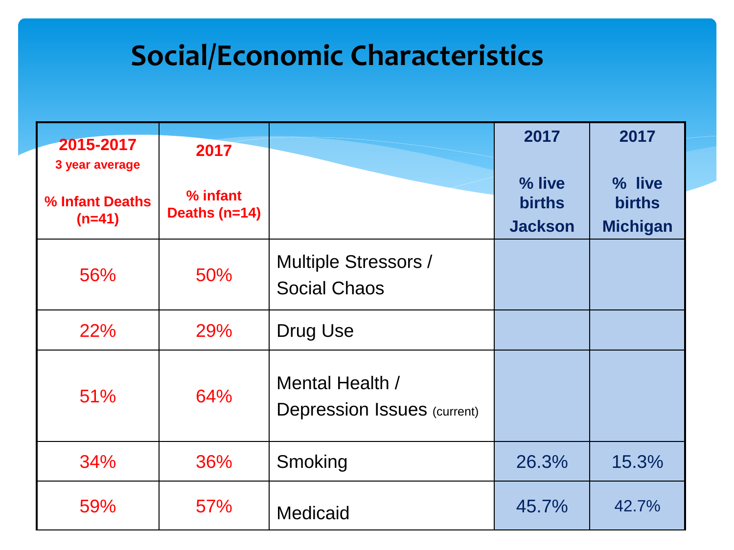# Social/Economic Characteristics

| 2015-2017 3 year average % Infant Deaths (n=41) | 2017 % infant Deaths (n=14) | | 2017 % live births Jackson | 2017 % live births Michigan |
|---|---|---|---|---|
| 56% | 50% | Multiple Stressors / Social Chaos | | |
| 22% | 29% | Drug Use | | |
| 51% | 64% | Mental Health / Depression Issues (current) | | |
| 34% | 36% | Smoking | 26.3% | 15.3% |
| 59% | 57% | Medicaid | 45.7% | 42.7% |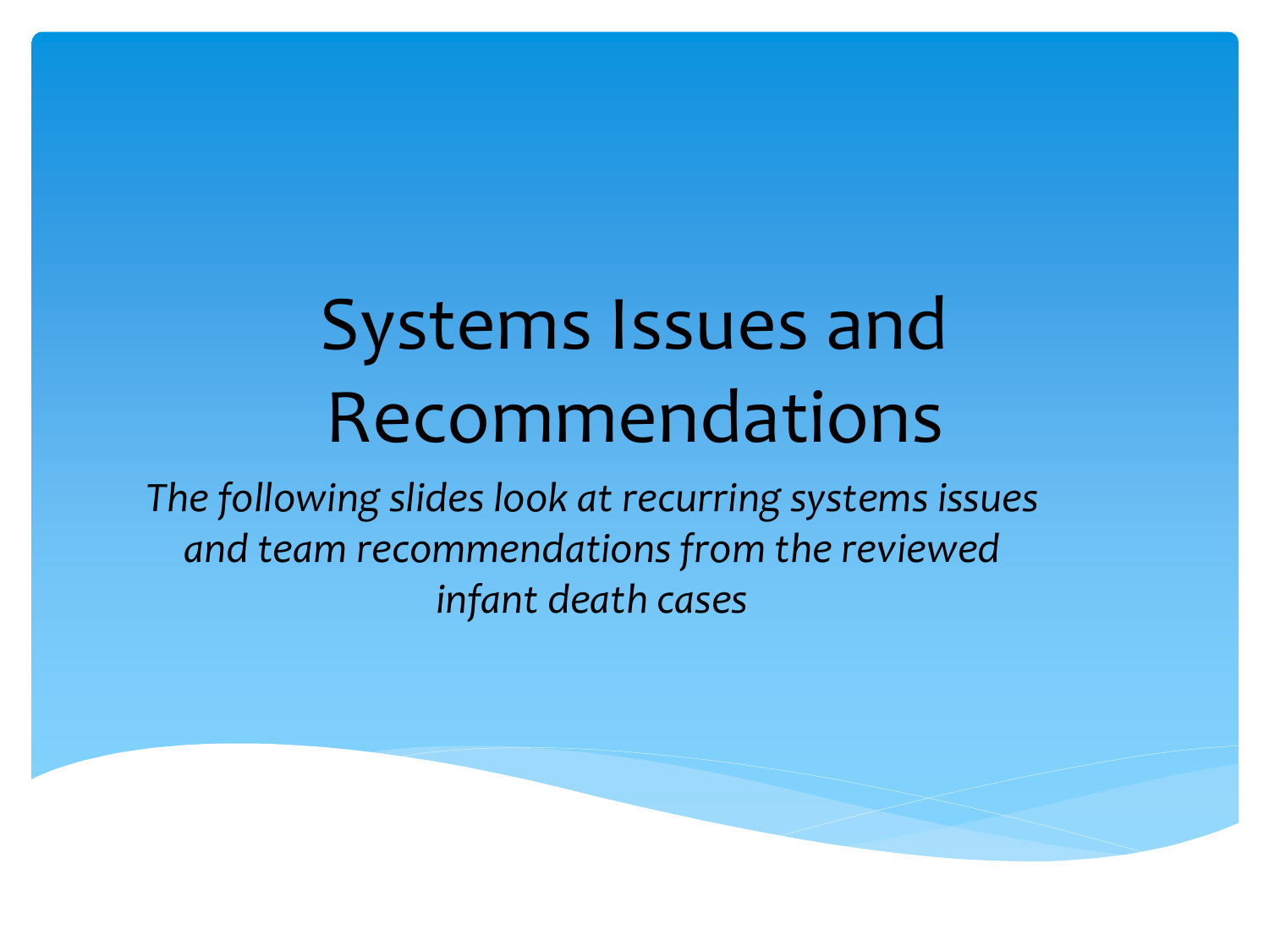# Systems Issues and Recommendations

*The following slides look at recurring systems issues and team recommendations from the reviewed infant death cases*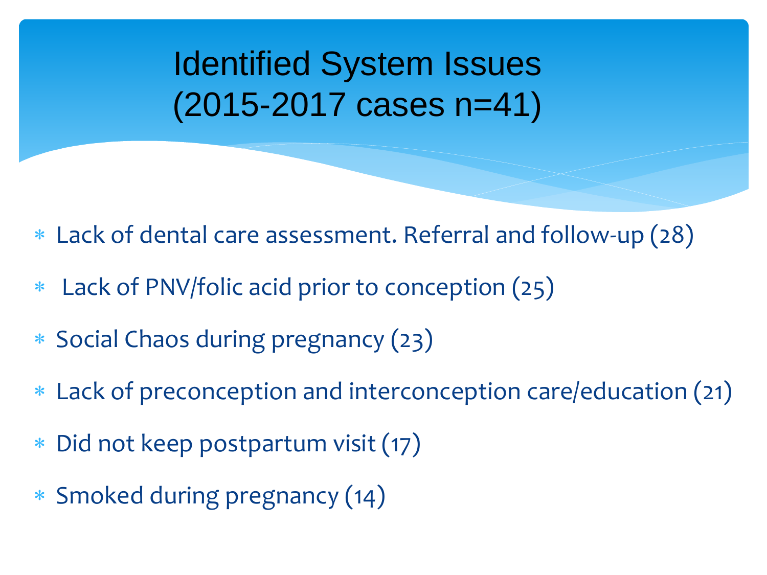# Identified System Issues (2015-2017 cases n=41)

- Lack of dental care assessment. Referral and follow-up (28)
- Lack of PNV/folic acid prior to conception (25)
- Social Chaos during pregnancy (23)
- Lack of preconception and interconception care/education (21)
- Did not keep postpartum visit (17)
- Smoked during pregnancy (14)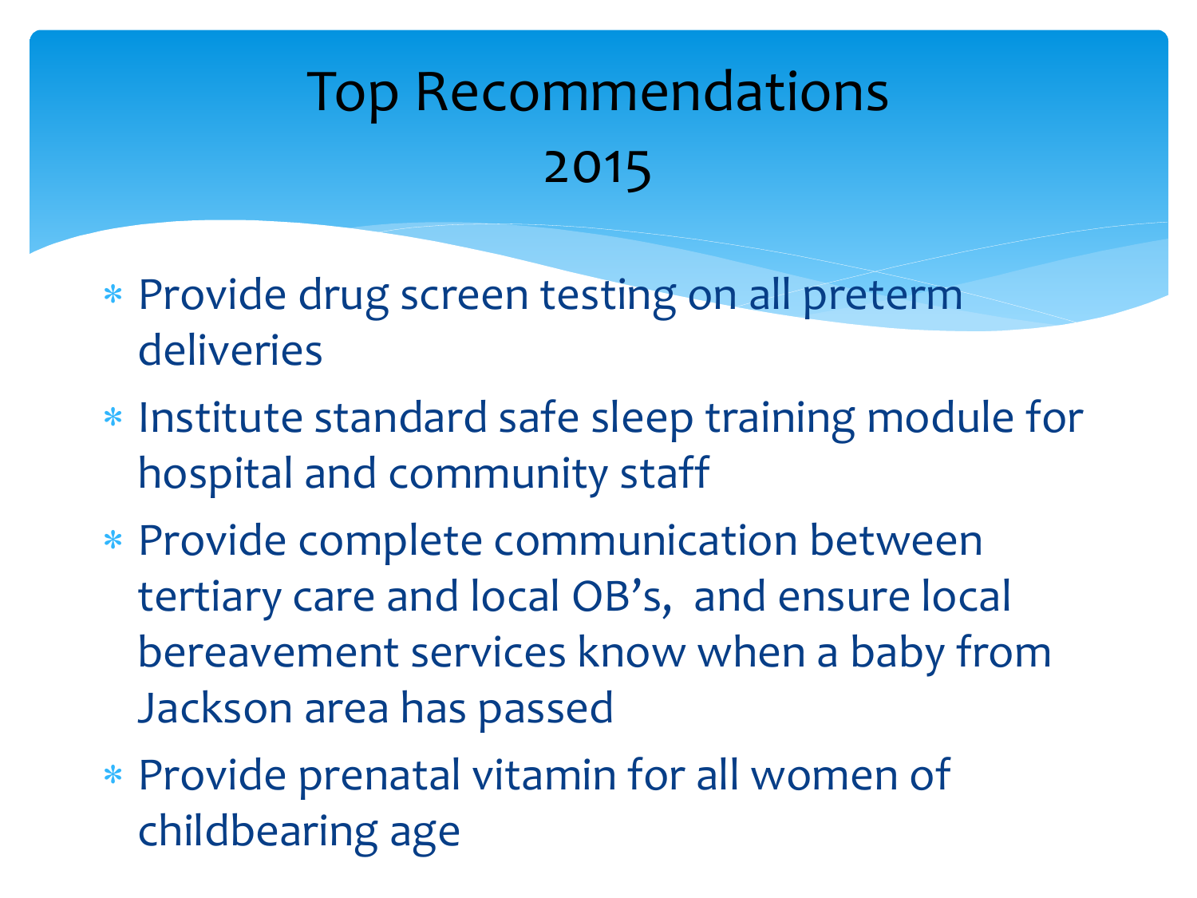# Top Recommendations 2015

* Provide drug screen testing on all preterm deliveries
* Institute standard safe sleep training module for hospital and community staff
* Provide complete communication between tertiary care and local OB's, and ensure local bereavement services know when a baby from Jackson area has passed
* Provide prenatal vitamin for all women of childbearing age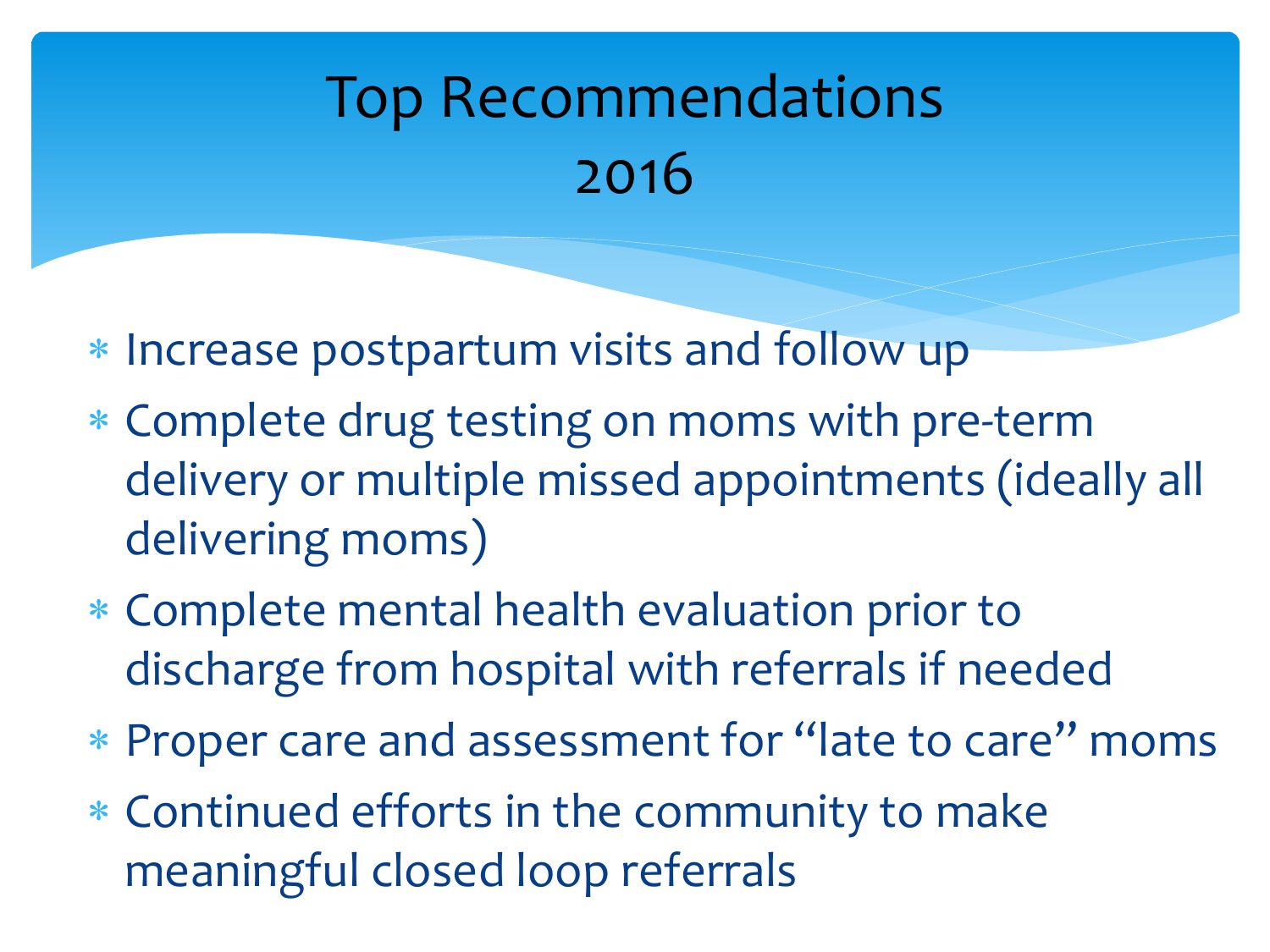# Top Recommendations 2016

- Increase postpartum visits and follow up
- Complete drug testing on moms with pre-term delivery or multiple missed appointments (ideally all delivering moms)
- Complete mental health evaluation prior to discharge from hospital with referrals if needed
- Proper care and assessment for "late to care" moms
- Continued efforts in the community to make meaningful closed loop referrals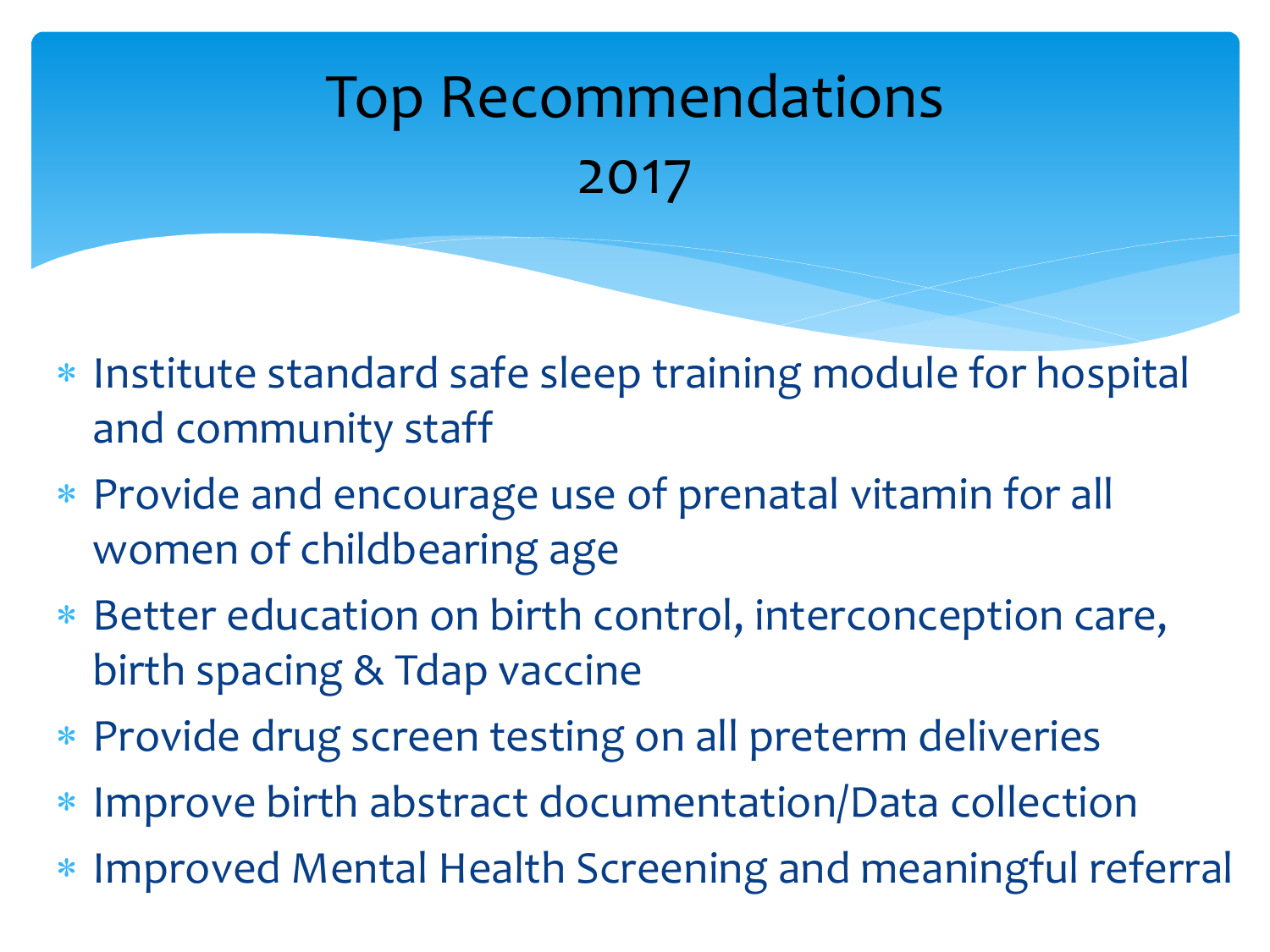# Top Recommendations 2017

- Institute standard safe sleep training module for hospital and community staff
- Provide and encourage use of prenatal vitamin for all women of childbearing age
- Better education on birth control, interconception care, birth spacing & Tdap vaccine
- Provide drug screen testing on all preterm deliveries
- Improve birth abstract documentation/Data collection
- Improved Mental Health Screening and meaningful referral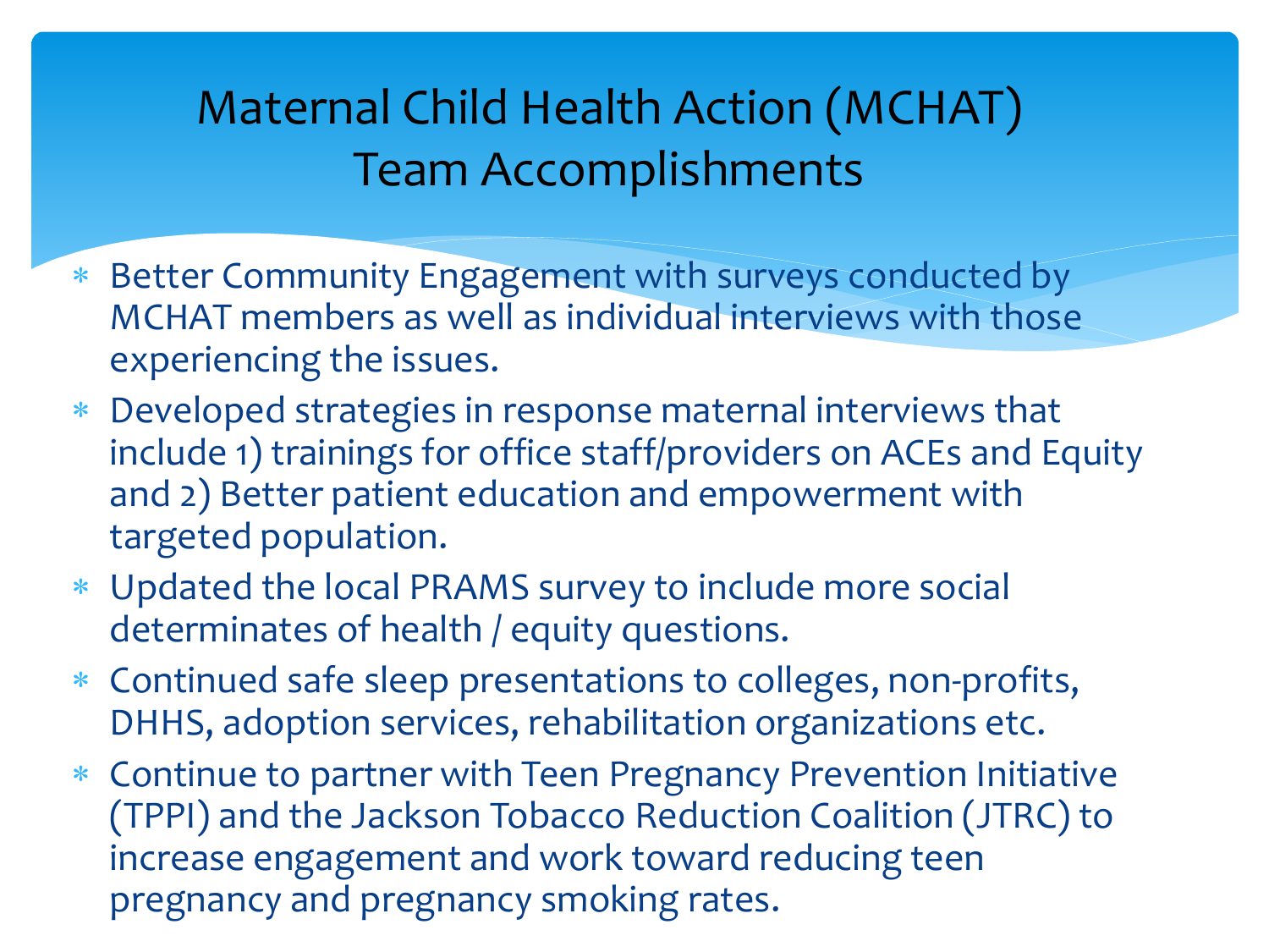# Maternal Child Health Action (MCHAT) Team Accomplishments

- Better Community Engagement with surveys conducted by MCHAT members as well as individual interviews with those experiencing the issues.
- Developed strategies in response maternal interviews that include 1) trainings for office staff/providers on ACEs and Equity and 2) Better patient education and empowerment with targeted population.
- Updated the local PRAMS survey to include more social determinates of health / equity questions.
- Continued safe sleep presentations to colleges, non-profits, DHHS, adoption services, rehabilitation organizations etc.
- Continue to partner with Teen Pregnancy Prevention Initiative (TPPI) and the Jackson Tobacco Reduction Coalition (JTRC) to increase engagement and work toward reducing teen pregnancy and pregnancy smoking rates.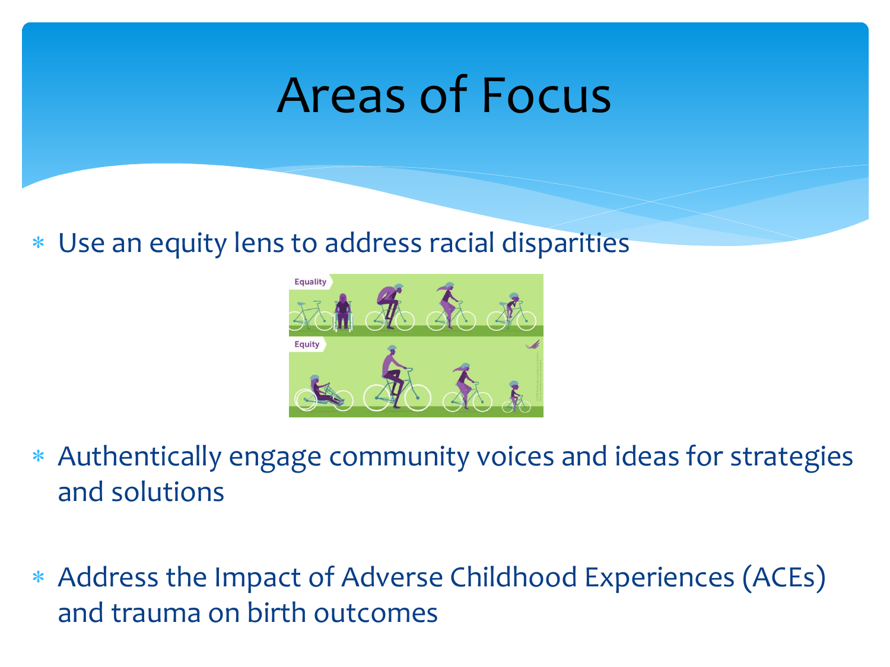# Areas of Focus

- Use an equity lens to address racial disparities
- Authentically engage community voices and ideas for strategies and solutions
- Address the Impact of Adverse Childhood Experiences (ACEs) and trauma on birth outcomes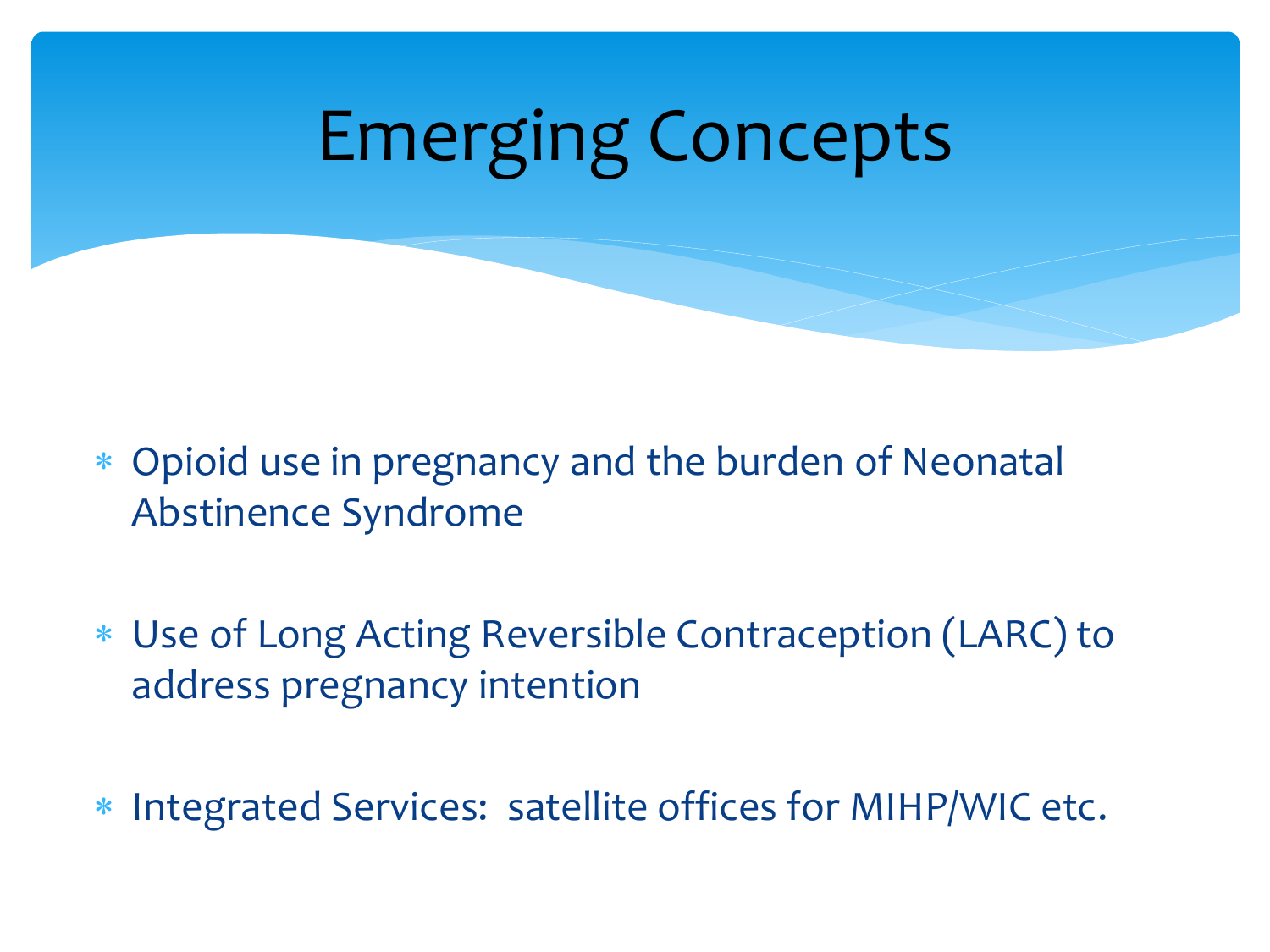# Emerging Concepts

- Opioid use in pregnancy and the burden of Neonatal Abstinence Syndrome
- Use of Long Acting Reversible Contraception (LARC) to address pregnancy intention
- Integrated Services: satellite offices for MIHP/WIC etc.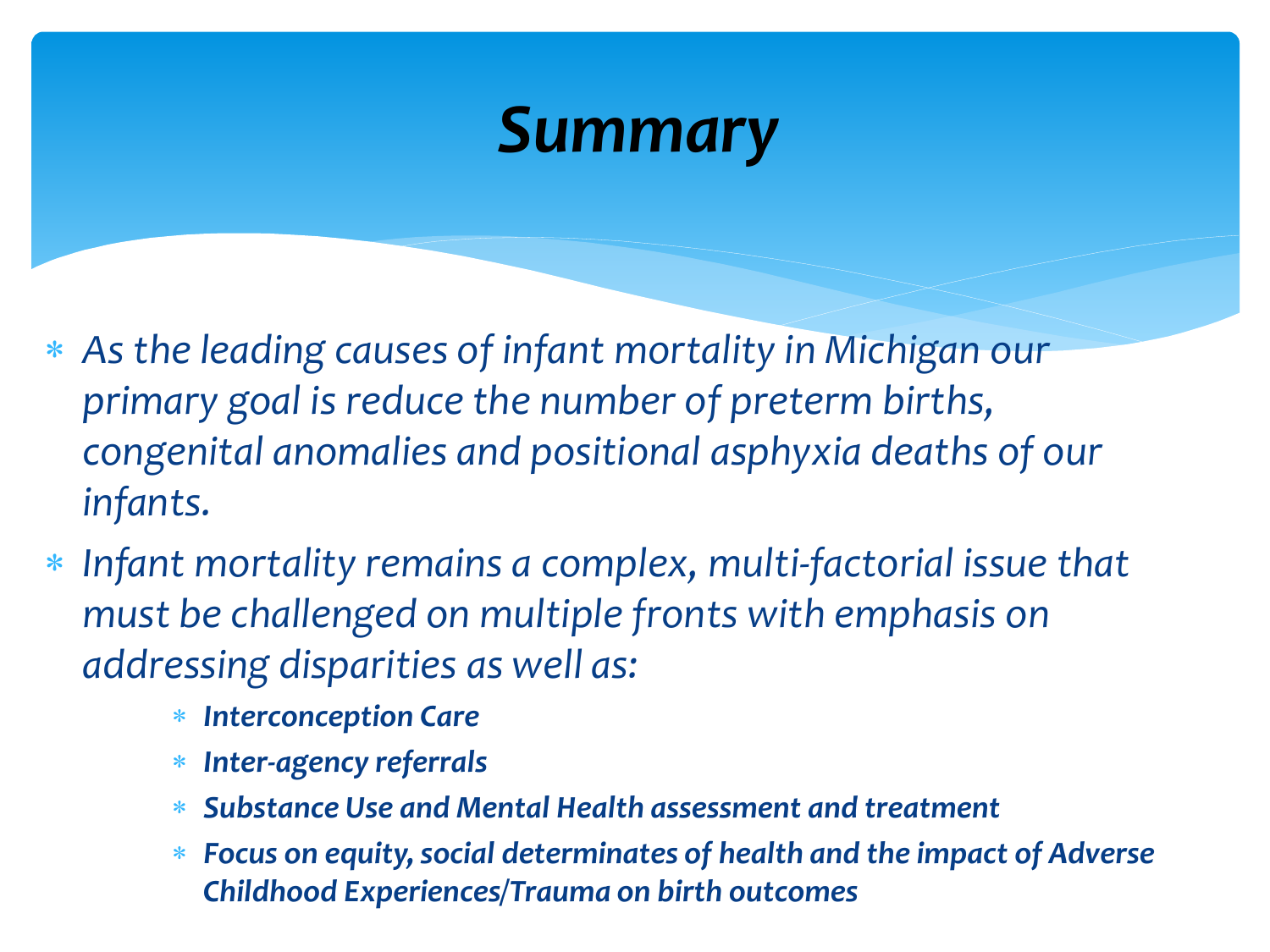# *Summary*

- *As the leading causes of infant mortality in Michigan our primary goal is reduce the number of preterm births, congenital anomalies and positional asphyxia deaths of our infants.*
- *Infant mortality remains a complex, multi-factorial issue that must be challenged on multiple fronts with emphasis on addressing disparities as well as:*
  - ***Interconception Care***
  - ***Inter-agency referrals***
  - ***Substance Use and Mental Health assessment and treatment***
  - ***Focus on equity, social determinates of health and the impact of Adverse Childhood Experiences/Trauma on birth outcomes***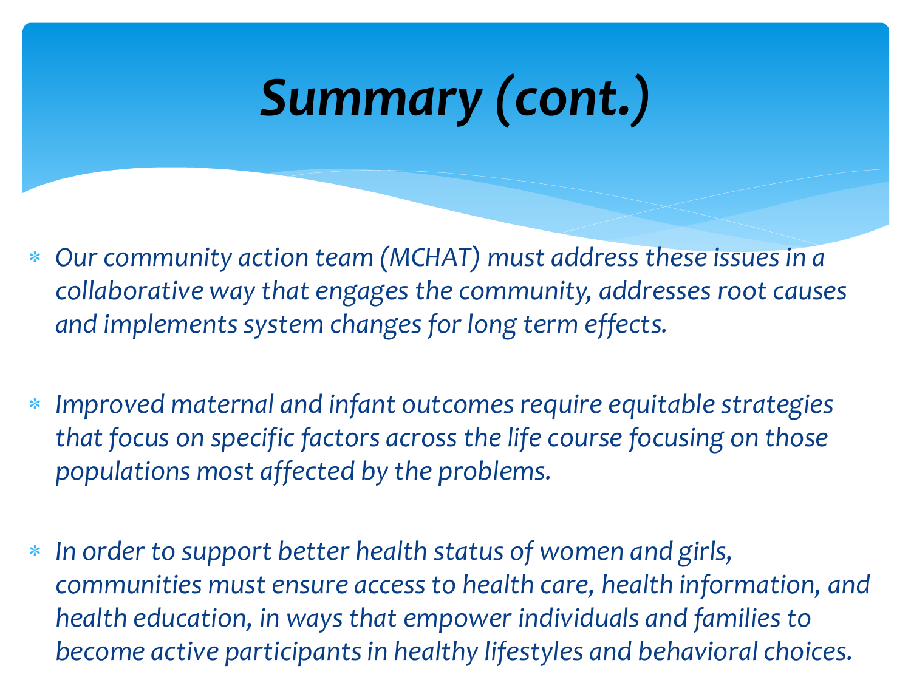# *Summary (cont.)*

- *Our community action team (MCHAT) must address these issues in a collaborative way that engages the community, addresses root causes and implements system changes for long term effects.*

- *Improved maternal and infant outcomes require equitable strategies that focus on specific factors across the life course focusing on those populations most affected by the problems.*

- *In order to support better health status of women and girls, communities must ensure access to health care, health information, and health education, in ways that empower individuals and families to become active participants in healthy lifestyles and behavioral choices.*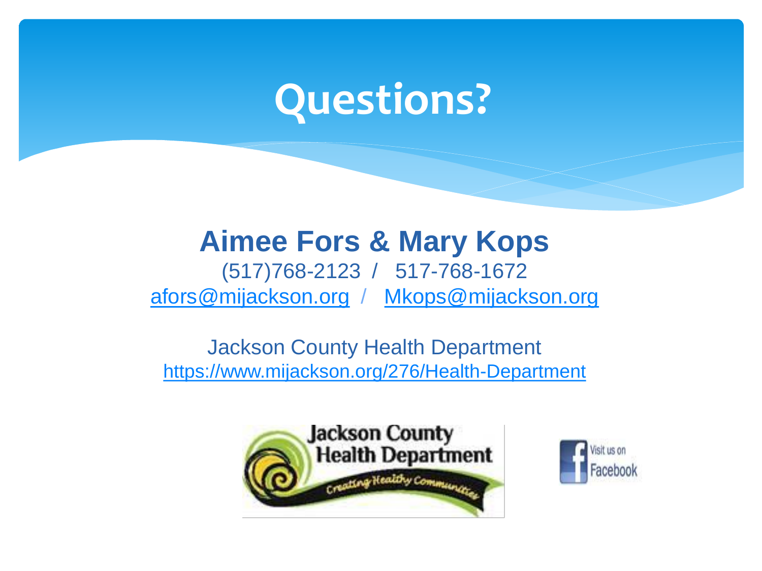# Questions?

**Aimee Fors & Mary Kops**

(517)768-2123 / 517-768-1672

afors@mijackson.org / Mkops@mijackson.org

Jackson County Health Department

https://www.mijackson.org/276/Health-Department